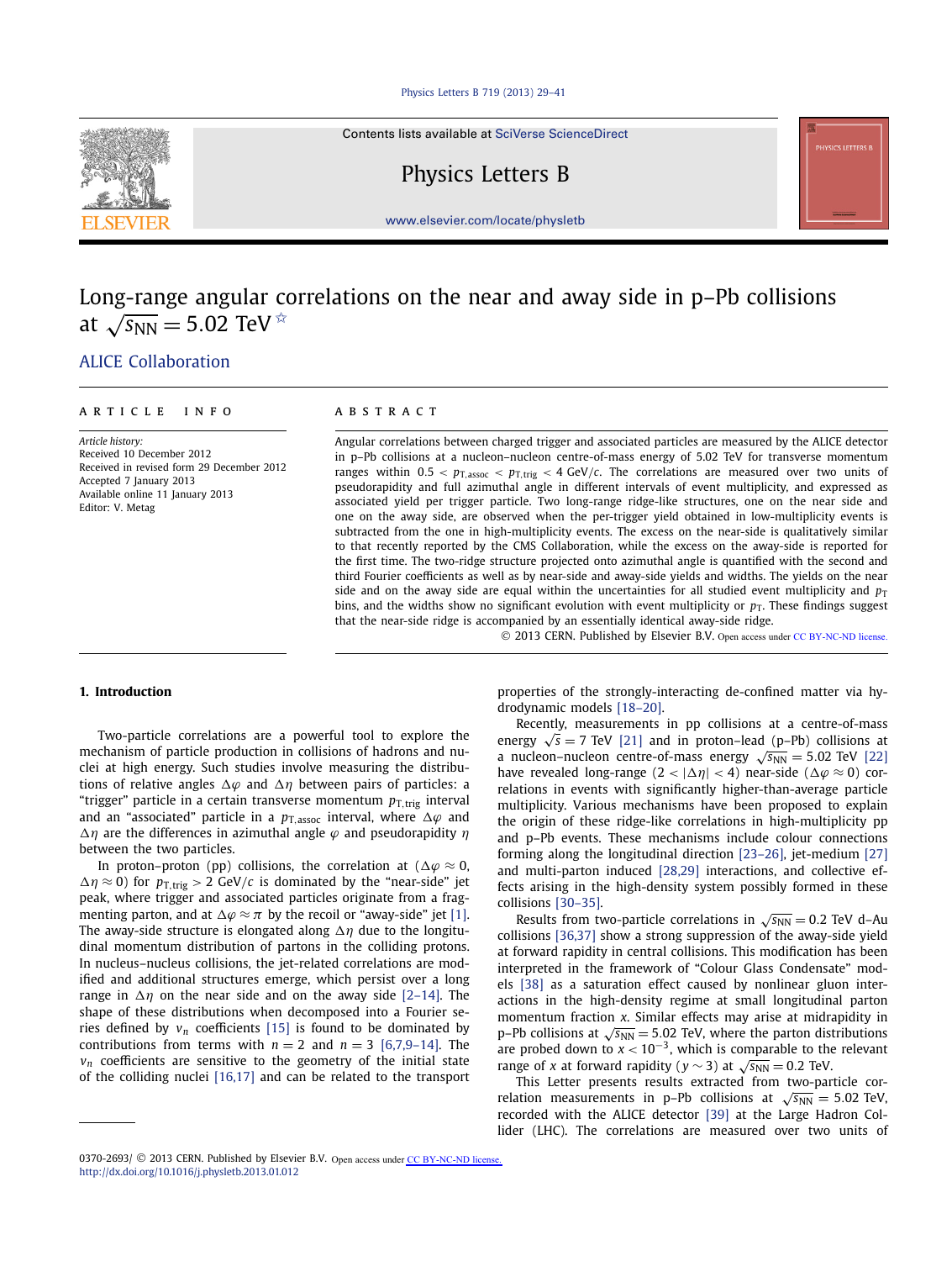# Long-range angular correlations on the near and away side in p–Pb collisions at $\sqrt{s_{\mathrm{NN}}} = 5.02$ TeV ☆

ALICE Collaboration

**ARTICLE INFO**

*Article history:*
Received 10 December 2012
Received in revised form 29 December 2012
Accepted 7 January 2013
Available online 11 January 2013
Editor: V. Metag

**ABSTRACT**

Angular correlations between charged trigger and associated particles are measured by the ALICE detector in p–Pb collisions at a nucleon–nucleon centre-of-mass energy of 5.02 TeV for transverse momentum ranges within $0.5 < p_{\mathrm{T,assoc}} < p_{\mathrm{T,trig}} < 4$ GeV/$c$. The correlations are measured over two units of pseudorapidity and full azimuthal angle in different intervals of event multiplicity, and expressed as associated yield per trigger particle. Two long-range ridge-like structures, one on the near side and one on the away side, are observed when the per-trigger yield obtained in low-multiplicity events is subtracted from the one in high-multiplicity events. The excess on the near-side is qualitatively similar to that recently reported by the CMS Collaboration, while the excess on the away-side is reported for the first time. The two-ridge structure projected onto azimuthal angle is quantified with the second and third Fourier coefficients as well as by near-side and away-side yields and widths. The yields on the near side and on the away side are equal within the uncertainties for all studied event multiplicity and $p_{\mathrm{T}}$ bins, and the widths show no significant evolution with event multiplicity or $p_{\mathrm{T}}$. These findings suggest that the near-side ridge is accompanied by an essentially identical away-side ridge.

© 2013 CERN. Published by Elsevier B.V. Open access under CC BY-NC-ND license.

## 1. Introduction

Two-particle correlations are a powerful tool to explore the mechanism of particle production in collisions of hadrons and nuclei at high energy. Such studies involve measuring the distributions of relative angles $\Delta\varphi$ and $\Delta\eta$ between pairs of particles: a "trigger" particle in a certain transverse momentum $p_{\mathrm{T,trig}}$ interval and an "associated" particle in a $p_{\mathrm{T,assoc}}$ interval, where $\Delta\varphi$ and $\Delta\eta$ are the differences in azimuthal angle $\varphi$ and pseudorapidity $\eta$ between the two particles.

In proton–proton (pp) collisions, the correlation at ($\Delta\varphi \approx 0$, $\Delta\eta \approx 0$) for $p_{\mathrm{T,trig}} > 2$ GeV/$c$ is dominated by the "near-side" jet peak, where trigger and associated particles originate from a fragmenting parton, and at $\Delta\varphi \approx \pi$ by the recoil or "away-side" jet [1]. The away-side structure is elongated along $\Delta\eta$ due to the longitudinal momentum distribution of partons in the colliding protons. In nucleus–nucleus collisions, the jet-related correlations are modified and additional structures emerge, which persist over a long range in $\Delta\eta$ on the near side and on the away side [2–14]. The shape of these distributions when decomposed into a Fourier series defined by $v_n$ coefficients [15] is found to be dominated by contributions from terms with $n = 2$ and $n = 3$ [6,7,9–14]. The $v_n$ coefficients are sensitive to the geometry of the initial state of the colliding nuclei [16,17] and can be related to the transport properties of the strongly-interacting de-confined matter via hydrodynamic models [18–20].

Recently, measurements in pp collisions at a centre-of-mass energy $\sqrt{s} = 7$ TeV [21] and in proton–lead (p–Pb) collisions at a nucleon–nucleon centre-of-mass energy $\sqrt{s_{\mathrm{NN}}} = 5.02$ TeV [22] have revealed long-range ($2 < |\Delta\eta| < 4$) near-side ($\Delta\varphi \approx 0$) correlations in events with significantly higher-than-average particle multiplicity. Various mechanisms have been proposed to explain the origin of these ridge-like correlations in high-multiplicity pp and p–Pb events. These mechanisms include colour connections forming along the longitudinal direction [23–26], jet-medium [27] and multi-parton induced [28,29] interactions, and collective effects arising in the high-density system possibly formed in these collisions [30–35].

Results from two-particle correlations in $\sqrt{s_{\mathrm{NN}}} = 0.2$ TeV d–Au collisions [36,37] show a strong suppression of the away-side yield at forward rapidity in central collisions. This modification has been interpreted in the framework of "Colour Glass Condensate" models [38] as a saturation effect caused by nonlinear gluon interactions in the high-density regime at small longitudinal parton momentum fraction $x$. Similar effects may arise at midrapidity in p–Pb collisions at $\sqrt{s_{\mathrm{NN}}} = 5.02$ TeV, where the parton distributions are probed down to $x < 10^{-3}$, which is comparable to the relevant range of $x$ at forward rapidity ($y \sim 3$) at $\sqrt{s_{\mathrm{NN}}} = 0.2$ TeV.

This Letter presents results extracted from two-particle correlation measurements in p–Pb collisions at $\sqrt{s_{\mathrm{NN}}} = 5.02$ TeV, recorded with the ALICE detector [39] at the Large Hadron Collider (LHC). The correlations are measured over two units of

0370-2693/ © 2013 CERN. Published by Elsevier B.V. Open access under CC BY-NC-ND license.
http://dx.doi.org/10.1016/j.physletb.2013.01.012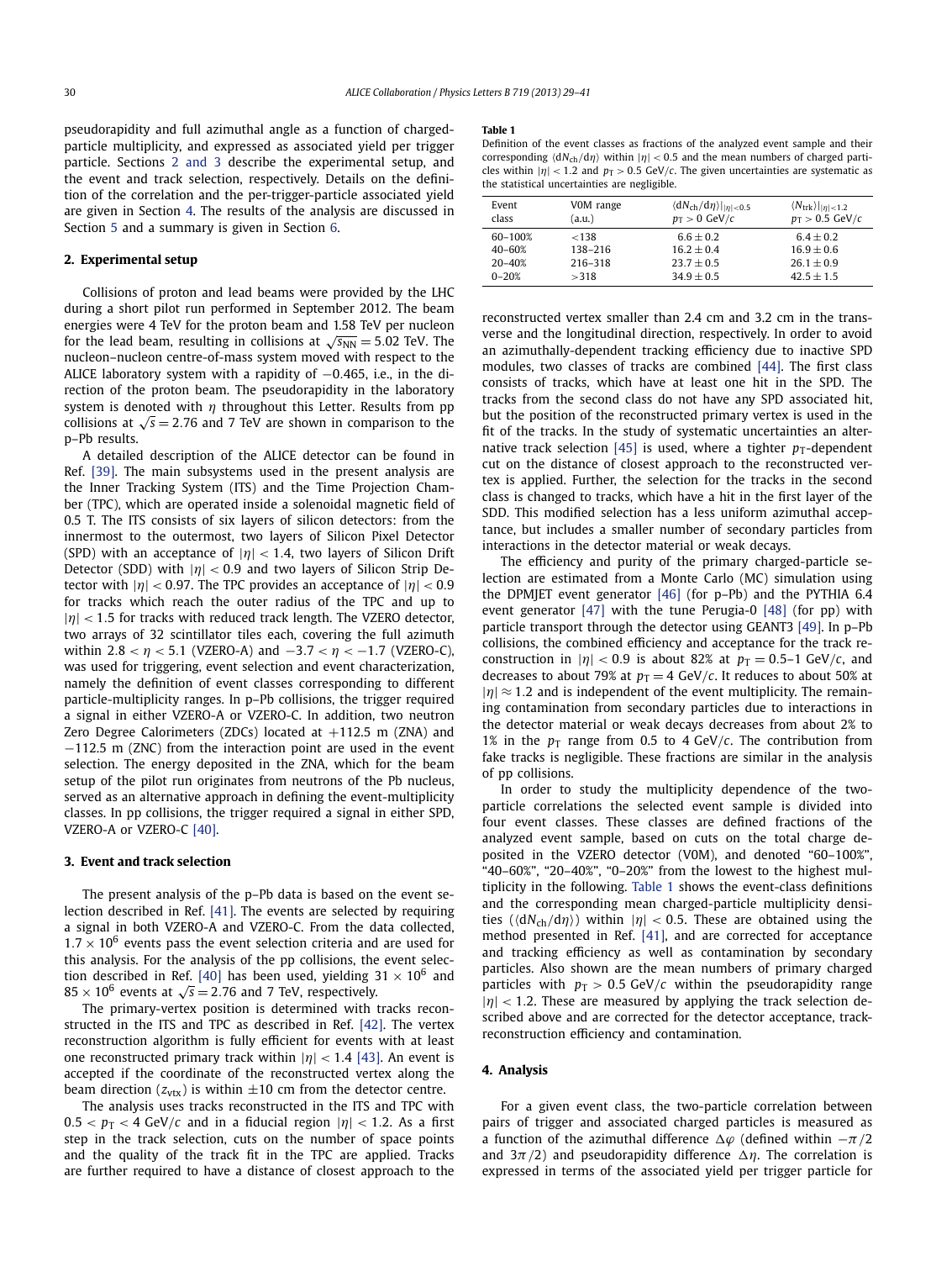pseudorapidity and full azimuthal angle as a function of charged-particle multiplicity, and expressed as associated yield per trigger particle. Sections 2 and 3 describe the experimental setup, and the event and track selection, respectively. Details on the definition of the correlation and the per-trigger-particle associated yield are given in Section 4. The results of the analysis are discussed in Section 5 and a summary is given in Section 6.

## 2. Experimental setup

Collisions of proton and lead beams were provided by the LHC during a short pilot run performed in September 2012. The beam energies were 4 TeV for the proton beam and 1.58 TeV per nucleon for the lead beam, resulting in collisions at $\sqrt{s_{NN}} = 5.02$ TeV. The nucleon–nucleon centre-of-mass system moved with respect to the ALICE laboratory system with a rapidity of −0.465, i.e., in the direction of the proton beam. The pseudorapidity in the laboratory system is denoted with $\eta$ throughout this Letter. Results from pp collisions at $\sqrt{s} = 2.76$ and 7 TeV are shown in comparison to the p–Pb results.

A detailed description of the ALICE detector can be found in Ref. [39]. The main subsystems used in the present analysis are the Inner Tracking System (ITS) and the Time Projection Chamber (TPC), which are operated inside a solenoidal magnetic field of 0.5 T. The ITS consists of six layers of silicon detectors: from the innermost to the outermost, two layers of Silicon Pixel Detector (SPD) with an acceptance of $|\eta| < 1.4$, two layers of Silicon Drift Detector (SDD) with $|\eta| < 0.9$ and two layers of Silicon Strip Detector with $|\eta| < 0.97$. The TPC provides an acceptance of $|\eta| < 0.9$ for tracks which reach the outer radius of the TPC and up to $|\eta| < 1.5$ for tracks with reduced track length. The VZERO detector, two arrays of 32 scintillator tiles each, covering the full azimuth within $2.8 < \eta < 5.1$ (VZERO-A) and $-3.7 < \eta < -1.7$ (VZERO-C), was used for triggering, event selection and event characterization, namely the definition of event classes corresponding to different particle-multiplicity ranges. In p–Pb collisions, the trigger required a signal in either VZERO-A or VZERO-C. In addition, two neutron Zero Degree Calorimeters (ZDCs) located at +112.5 m (ZNA) and −112.5 m (ZNC) from the interaction point are used in the event selection. The energy deposited in the ZNA, which for the beam setup of the pilot run originates from neutrons of the Pb nucleus, served as an alternative approach in defining the event-multiplicity classes. In pp collisions, the trigger required a signal in either SPD, VZERO-A or VZERO-C [40].

## 3. Event and track selection

The present analysis of the p–Pb data is based on the event selection described in Ref. [41]. The events are selected by requiring a signal in both VZERO-A and VZERO-C. From the data collected, $1.7 \times 10^6$ events pass the event selection criteria and are used for this analysis. For the analysis of the pp collisions, the event selection described in Ref. [40] has been used, yielding $31 \times 10^6$ and $85 \times 10^6$ events at $\sqrt{s} = 2.76$ and 7 TeV, respectively.

The primary-vertex position is determined with tracks reconstructed in the ITS and TPC as described in Ref. [42]. The vertex reconstruction algorithm is fully efficient for events with at least one reconstructed primary track within $|\eta| < 1.4$ [43]. An event is accepted if the coordinate of the reconstructed vertex along the beam direction ($z_{vtx}$) is within ±10 cm from the detector centre.

The analysis uses tracks reconstructed in the ITS and TPC with $0.5 < p_T < 4$ GeV/$c$ and in a fiducial region $|\eta| < 1.2$. As a first step in the track selection, cuts on the number of space points and the quality of the track fit in the TPC are applied. Tracks are further required to have a distance of closest approach to the reconstructed vertex smaller than 2.4 cm and 3.2 cm in the transverse and the longitudinal direction, respectively. In order to avoid an azimuthally-dependent tracking efficiency due to inactive SPD modules, two classes of tracks are combined [44]. The first class consists of tracks, which have at least one hit in the SPD. The tracks from the second class do not have any SPD associated hit, but the position of the reconstructed primary vertex is used in the fit of the tracks. In the study of systematic uncertainties an alternative track selection [45] is used, where a tighter $p_T$-dependent cut on the distance of closest approach to the reconstructed vertex is applied. Further, the selection for the tracks in the second class is changed to tracks, which have a hit in the first layer of the SDD. This modified selection has a less uniform azimuthal acceptance, but includes a smaller number of secondary particles from interactions in the detector material or weak decays.

**Table 1**
Definition of the event classes as fractions of the analyzed event sample and their corresponding $\langle dN_{ch}/d\eta \rangle$ within $|\eta| < 0.5$ and the mean numbers of charged particles within $|\eta| < 1.2$ and $p_T > 0.5$ GeV/$c$. The given uncertainties are systematic as the statistical uncertainties are negligible.

| Event class | V0M range (a.u.) | $\langle dN_{ch}/d\eta \rangle \vert_{\vert\eta\vert<0.5}$ $p_T > 0$ GeV/$c$ | $\langle N_{trk} \rangle \vert_{\vert\eta\vert<1.2}$ $p_T > 0.5$ GeV/$c$ |
|---|---|---|---|
| 60–100% | <138 | $6.6 \pm 0.2$ | $6.4 \pm 0.2$ |
| 40–60% | 138–216 | $16.2 \pm 0.4$ | $16.9 \pm 0.6$ |
| 20–40% | 216–318 | $23.7 \pm 0.5$ | $26.1 \pm 0.9$ |
| 0–20% | >318 | $34.9 \pm 0.5$ | $42.5 \pm 1.5$ |

The efficiency and purity of the primary charged-particle selection are estimated from a Monte Carlo (MC) simulation using the DPMJET event generator [46] (for p–Pb) and the PYTHIA 6.4 event generator [47] with the tune Perugia-0 [48] (for pp) with particle transport through the detector using GEANT3 [49]. In p–Pb collisions, the combined efficiency and acceptance for the track reconstruction in $|\eta| < 0.9$ is about 82% at $p_T = 0.5$–1 GeV/$c$, and decreases to about 79% at $p_T = 4$ GeV/$c$. It reduces to about 50% at $|\eta| \approx 1.2$ and is independent of the event multiplicity. The remaining contamination from secondary particles due to interactions in the detector material or weak decays decreases from about 2% to 1% in the $p_T$ range from 0.5 to 4 GeV/$c$. The contribution from fake tracks is negligible. These fractions are similar in the analysis of pp collisions.

In order to study the multiplicity dependence of the two-particle correlations the selected event sample is divided into four event classes. These classes are defined fractions of the analyzed event sample, based on cuts on the total charge deposited in the VZERO detector (V0M), and denoted "60–100%", "40–60%", "20–40%", "0–20%" from the lowest to the highest multiplicity in the following. Table 1 shows the event-class definitions and the corresponding mean charged-particle multiplicity densities ($\langle dN_{ch}/d\eta \rangle$) within $|\eta| < 0.5$. These are obtained using the method presented in Ref. [41], and are corrected for acceptance and tracking efficiency as well as contamination by secondary particles. Also shown are the mean numbers of primary charged particles with $p_T > 0.5$ GeV/$c$ within the pseudorapidity range $|\eta| < 1.2$. These are measured by applying the track selection described above and are corrected for the detector acceptance, track-reconstruction efficiency and contamination.

## 4. Analysis

For a given event class, the two-particle correlation between pairs of trigger and associated charged particles is measured as a function of the azimuthal difference $\Delta\varphi$ (defined within $-\pi/2$ and $3\pi/2$) and pseudorapidity difference $\Delta\eta$. The correlation is expressed in terms of the associated yield per trigger particle for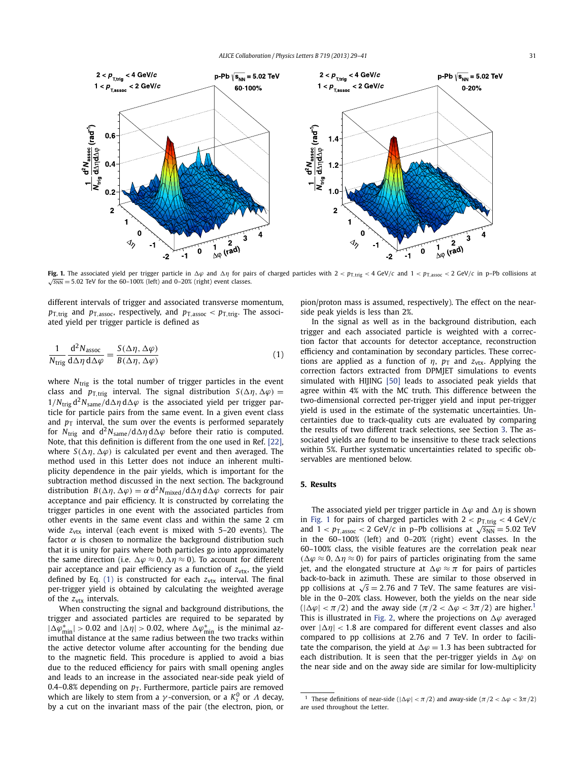Fig. 1. The associated yield per trigger particle in $\Delta\varphi$ and $\Delta\eta$ for pairs of charged particles with $2 < p_{\mathrm{T,trig}} < 4$ GeV/$c$ and $1 < p_{\mathrm{T,assoc}} < 2$ GeV/$c$ in p–Pb collisions at $\sqrt{s_{\mathrm{NN}}} = 5.02$ TeV for the 60–100% (left) and 0–20% (right) event classes.

different intervals of trigger and associated transverse momentum, $p_{\mathrm{T,trig}}$ and $p_{\mathrm{T,assoc}}$, respectively, and $p_{\mathrm{T,assoc}} < p_{\mathrm{T,trig}}$. The associated yield per trigger particle is defined as

$$\frac{1}{N_{\mathrm{trig}}}\frac{\mathrm{d}^2 N_{\mathrm{assoc}}}{\mathrm{d}\Delta\eta\,\mathrm{d}\Delta\varphi} = \frac{S(\Delta\eta, \Delta\varphi)}{B(\Delta\eta, \Delta\varphi)} \tag{1}$$

where $N_{\mathrm{trig}}$ is the total number of trigger particles in the event class and $p_{\mathrm{T,trig}}$ interval. The signal distribution $S(\Delta\eta, \Delta\varphi) = 1/N_{\mathrm{trig}}\,\mathrm{d}^2 N_{\mathrm{same}}/\mathrm{d}\Delta\eta\,\mathrm{d}\Delta\varphi$ is the associated yield per trigger particle for particle pairs from the same event. In a given event class and $p_{\mathrm{T}}$ interval, the sum over the events is performed separately for $N_{\mathrm{trig}}$ and $\mathrm{d}^2 N_{\mathrm{same}}/\mathrm{d}\Delta\eta\,\mathrm{d}\Delta\varphi$ before their ratio is computed. Note, that this definition is different from the one used in Ref. [22], where $S(\Delta\eta, \Delta\varphi)$ is calculated per event and then averaged. The method used in this Letter does not induce an inherent multiplicity dependence in the pair yields, which is important for the subtraction method discussed in the next section. The background distribution $B(\Delta\eta, \Delta\varphi) = \alpha\,\mathrm{d}^2 N_{\mathrm{mixed}}/\mathrm{d}\Delta\eta\,\mathrm{d}\Delta\varphi$ corrects for pair acceptance and pair efficiency. It is constructed by correlating the trigger particles in one event with the associated particles from other events in the same event class and within the same 2 cm wide $z_{\mathrm{vtx}}$ interval (each event is mixed with 5–20 events). The factor $\alpha$ is chosen to normalize the background distribution such that it is unity for pairs where both particles go into approximately the same direction (i.e. $\Delta\varphi \approx 0, \Delta\eta \approx 0$). To account for different pair acceptance and pair efficiency as a function of $z_{\mathrm{vtx}}$, the yield defined by Eq. (1) is constructed for each $z_{\mathrm{vtx}}$ interval. The final per-trigger yield is obtained by calculating the weighted average of the $z_{\mathrm{vtx}}$ intervals.

When constructing the signal and background distributions, the trigger and associated particles are required to be separated by $|\Delta\varphi^*_{\mathrm{min}}| > 0.02$ and $|\Delta\eta| > 0.02$, where $\Delta\varphi^*_{\mathrm{min}}$ is the minimal azimuthal distance at the same radius between the two tracks within the active detector volume after accounting for the bending due to the magnetic field. This procedure is applied to avoid a bias due to the reduced efficiency for pairs with small opening angles and leads to an increase in the associated near-side peak yield of 0.4–0.8% depending on $p_{\mathrm{T}}$. Furthermore, particle pairs are removed which are likely to stem from a $\gamma$-conversion, or a $K^0_s$ or $\Lambda$ decay, by a cut on the invariant mass of the pair (the electron, pion, or pion/proton mass is assumed, respectively). The effect on the near-side peak yields is less than 2%.

In the signal as well as in the background distribution, each trigger and each associated particle is weighted with a correction factor that accounts for detector acceptance, reconstruction efficiency and contamination by secondary particles. These corrections are applied as a function of $\eta$, $p_{\mathrm{T}}$ and $z_{\mathrm{vtx}}$. Applying the correction factors extracted from DPMJET simulations to events simulated with HIJING [50] leads to associated peak yields that agree within 4% with the MC truth. This difference between the two-dimensional corrected per-trigger yield and input per-trigger yield is used in the estimate of the systematic uncertainties. Uncertainties due to track-quality cuts are evaluated by comparing the results of two different track selections, see Section 3. The associated yields are found to be insensitive to these track selections within 5%. Further systematic uncertainties related to specific observables are mentioned below.

## 5. Results

The associated yield per trigger particle in $\Delta\varphi$ and $\Delta\eta$ is shown in Fig. 1 for pairs of charged particles with $2 < p_{\mathrm{T,trig}} < 4$ GeV/$c$ and $1 < p_{\mathrm{T,assoc}} < 2$ GeV/$c$ in p–Pb collisions at $\sqrt{s_{\mathrm{NN}}} = 5.02$ TeV in the 60–100% (left) and 0–20% (right) event classes. In the 60–100% class, the visible features are the correlation peak near ($\Delta\varphi \approx 0, \Delta\eta \approx 0$) for pairs of particles originating from the same jet, and the elongated structure at $\Delta\varphi \approx \pi$ for pairs of particles back-to-back in azimuth. These are similar to those observed in pp collisions at $\sqrt{s} = 2.76$ and 7 TeV. The same features are visible in the 0–20% class. However, both the yields on the near side ($|\Delta\varphi| < \pi/2$) and the away side ($\pi/2 < \Delta\varphi < 3\pi/2$) are higher.[1] This is illustrated in Fig. 2, where the projections on $\Delta\varphi$ averaged over $|\Delta\eta| < 1.8$ are compared for different event classes and also compared to pp collisions at 2.76 and 7 TeV. In order to facilitate the comparison, the yield at $\Delta\varphi = 1.3$ has been subtracted for each distribution. It is seen that the per-trigger yields in $\Delta\varphi$ on the near side and on the away side are similar for low-multiplicity

[1] These definitions of near-side ($|\Delta\varphi| < \pi/2$) and away-side ($\pi/2 < \Delta\varphi < 3\pi/2$) are used throughout the Letter.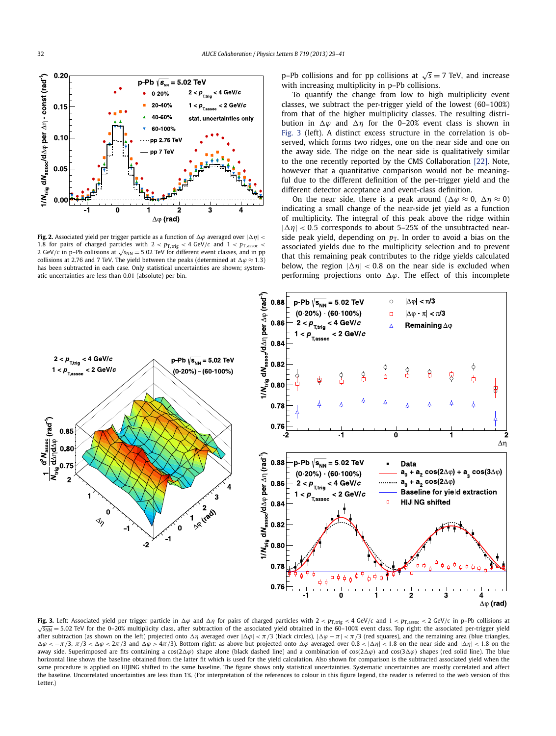**Fig. 2.** Associated yield per trigger particle as a function of $\Delta\varphi$ averaged over $|\Delta\eta| < 1.8$ for pairs of charged particles with $2 < p_{T,trig} < 4$ GeV/$c$ and $1 < p_{T,assoc} < 2$ GeV/$c$ in p–Pb collisions at $\sqrt{s_{NN}} = 5.02$ TeV for different event classes, and in pp collisions at 2.76 and 7 TeV. The yield between the peaks (determined at $\Delta\varphi \approx 1.3$) has been subtracted in each case. Only statistical uncertainties are shown; systematic uncertainties are less than 0.01 (absolute) per bin.

p–Pb collisions and for pp collisions at $\sqrt{s} = 7$ TeV, and increase with increasing multiplicity in p–Pb collisions.

To quantify the change from low to high multiplicity event classes, we subtract the per-trigger yield of the lowest (60–100%) from that of the higher multiplicity classes. The resulting distribution in $\Delta\varphi$ and $\Delta\eta$ for the 0–20% event class is shown in Fig. 3 (left). A distinct excess structure in the correlation is observed, which forms two ridges, one on the near side and one on the away side. The ridge on the near side is qualitatively similar to the one recently reported by the CMS Collaboration [22]. Note, however that a quantitative comparison would not be meaningful due to the different definition of the per-trigger yield and the different detector acceptance and event-class definition.

On the near side, there is a peak around ($\Delta\varphi \approx 0$, $\Delta\eta \approx 0$) indicating a small change of the near-side jet yield as a function of multiplicity. The integral of this peak above the ridge within $|\Delta\eta| < 0.5$ corresponds to about 5–25% of the unsubtracted near-side peak yield, depending on $p_T$. In order to avoid a bias on the associated yields due to the multiplicity selection and to prevent that this remaining peak contributes to the ridge yields calculated below, the region $|\Delta\eta| < 0.8$ on the near side is excluded when performing projections onto $\Delta\varphi$. The effect of this incomplete

**Fig. 3.** Left: Associated yield per trigger particle in $\Delta\varphi$ and $\Delta\eta$ for pairs of charged particles with $2 < p_{T,trig} < 4$ GeV/$c$ and $1 < p_{T,assoc} < 2$ GeV/$c$ in p–Pb collisions at $\sqrt{s_{NN}} = 5.02$ TeV for the 0–20% multiplicity class, after subtraction of the associated yield obtained in the 60–100% event class. Top right: the associated per-trigger yield after subtraction (as shown on the left) projected onto $\Delta\eta$ averaged over $|\Delta\varphi| < \pi/3$ (black circles), $|\Delta\varphi - \pi| < \pi/3$ (red squares), and the remaining area (blue triangles, $\Delta\varphi < -\pi/3$, $\pi/3 < \Delta\varphi < 2\pi/3$ and $\Delta\varphi > 4\pi/3$). Bottom right: as above but projected onto $\Delta\varphi$ averaged over $0.8 < |\Delta\eta| < 1.8$ on the near side and $|\Delta\eta| < 1.8$ on the away side. Superimposed are fits containing a $\cos(2\Delta\varphi)$ shape alone (black dashed line) and a combination of $\cos(2\Delta\varphi)$ and $\cos(3\Delta\varphi)$ shapes (red solid line). The blue horizontal line shows the baseline obtained from the latter fit which is used for the yield calculation. Also shown for comparison is the subtracted associated yield when the same procedure is applied on HIJING shifted to the same baseline. The figure shows only statistical uncertainties. Systematic uncertainties are mostly correlated and affect the baseline. Uncorrelated uncertainties are less than 1%. (For interpretation of the references to colour in this figure legend, the reader is referred to the web version of this Letter.)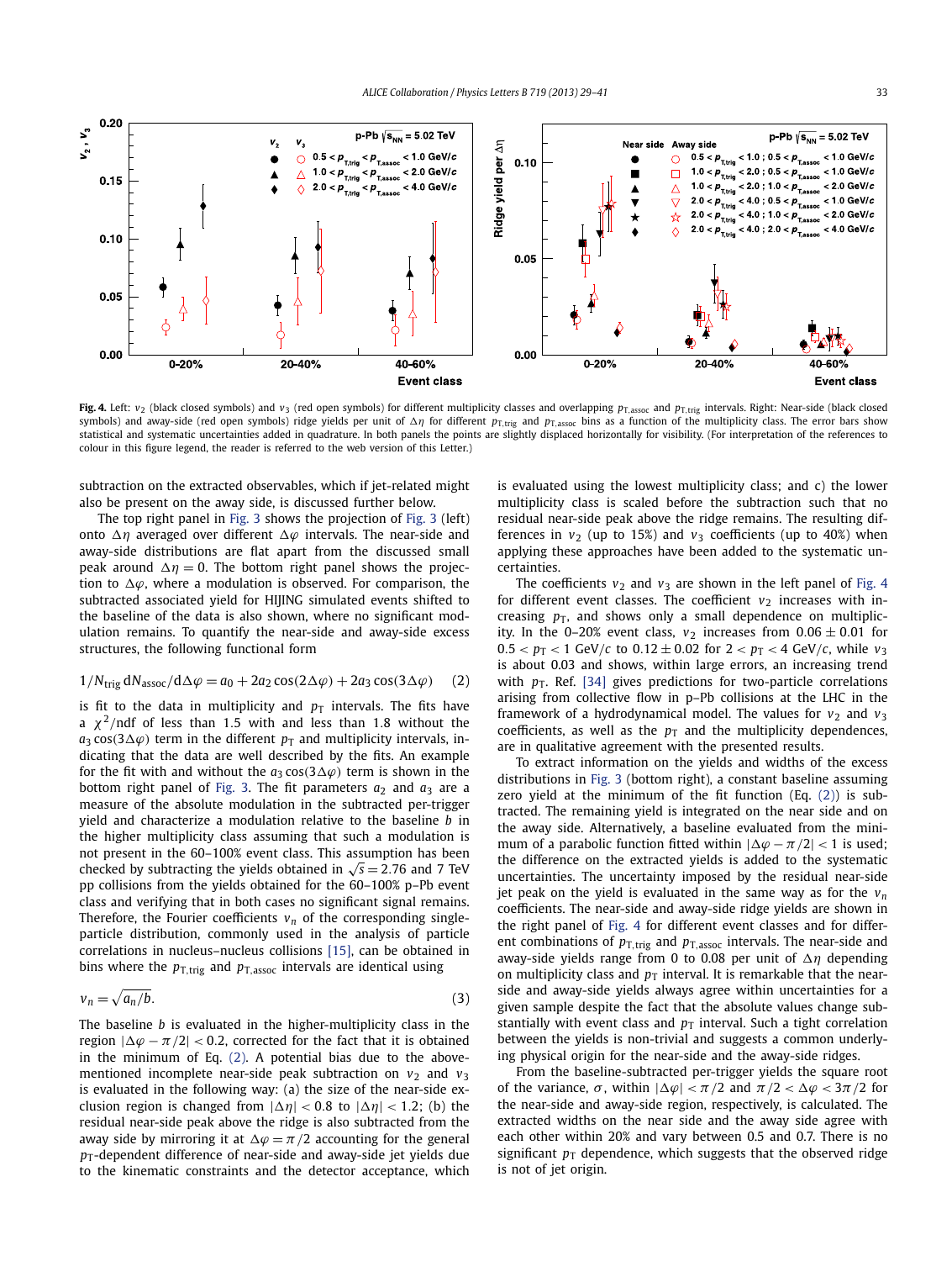Fig. 4. Left: $v_2$ (black closed symbols) and $v_3$ (red open symbols) for different multiplicity classes and overlapping $p_{T,assoc}$ and $p_{T,trig}$ intervals. Right: Near-side (black closed symbols) and away-side (red open symbols) ridge yields per unit of $\Delta\eta$ for different $p_{T,trig}$ and $p_{T,assoc}$ bins as a function of the multiplicity class. The error bars show statistical and systematic uncertainties added in quadrature. In both panels the points are slightly displaced horizontally for visibility. (For interpretation of the references to colour in this figure legend, the reader is referred to the web version of this Letter.)

subtraction on the extracted observables, which if jet-related might also be present on the away side, is discussed further below.

The top right panel in Fig. 3 shows the projection of Fig. 3 (left) onto $\Delta\eta$ averaged over different $\Delta\varphi$ intervals. The near-side and away-side distributions are flat apart from the discussed small peak around $\Delta\eta = 0$. The bottom right panel shows the projection to $\Delta\varphi$, where a modulation is observed. For comparison, the subtracted associated yield for HIJING simulated events shifted to the baseline of the data is also shown, where no significant modulation remains. To quantify the near-side and away-side excess structures, the following functional form

$$1/N_{trig}\, dN_{assoc}/d\Delta\varphi = a_0 + 2a_2 \cos(2\Delta\varphi) + 2a_3 \cos(3\Delta\varphi) \qquad (2)$$

is fit to the data in multiplicity and $p_T$ intervals. The fits have a $\chi^2$/ndf of less than 1.5 with and less than 1.8 without the $a_3 \cos(3\Delta\varphi)$ term in the different $p_T$ and multiplicity intervals, indicating that the data are well described by the fits. An example for the fit with and without the $a_3 \cos(3\Delta\varphi)$ term is shown in the bottom right panel of Fig. 3. The fit parameters $a_2$ and $a_3$ are a measure of the absolute modulation in the subtracted per-trigger yield and characterize a modulation relative to the baseline $b$ in the higher multiplicity class assuming that such a modulation is not present in the 60–100% event class. This assumption has been checked by subtracting the yields obtained in $\sqrt{s} = 2.76$ and 7 TeV pp collisions from the yields obtained for the 60–100% p–Pb event class and verifying that in both cases no significant signal remains. Therefore, the Fourier coefficients $v_n$ of the corresponding single-particle distribution, commonly used in the analysis of particle correlations in nucleus–nucleus collisions [15], can be obtained in bins where the $p_{T,trig}$ and $p_{T,assoc}$ intervals are identical using

$$v_n = \sqrt{a_n/b}. \qquad (3)$$

The baseline $b$ is evaluated in the higher-multiplicity class in the region $|\Delta\varphi - \pi/2| < 0.2$, corrected for the fact that it is obtained in the minimum of Eq. (2). A potential bias due the above-mentioned incomplete near-side peak subtraction on $v_2$ and $v_3$ is evaluated in the following way: (a) the size of the near-side exclusion region is changed from $|\Delta\eta| < 0.8$ to $|\Delta\eta| < 1.2$; (b) the residual near-side peak above the ridge is also subtracted from the away side by mirroring it at $\Delta\varphi = \pi/2$ accounting for the general $p_T$-dependent difference of near-side and away-side jet yields due to the kinematic constraints and the detector acceptance, which is evaluated using the lowest multiplicity class; and c) the lower multiplicity class is scaled before the subtraction such that no residual near-side peak above the ridge remains. The resulting differences in $v_2$ (up to 15%) and $v_3$ coefficients (up to 40%) when applying these approaches have been added to the systematic uncertainties.

The coefficients $v_2$ and $v_3$ are shown in the left panel of Fig. 4 for different event classes. The coefficient $v_2$ increases with increasing $p_T$, and shows only a small dependence on multiplicity. In the 0–20% event class, $v_2$ increases from $0.06 \pm 0.01$ for $0.5 < p_T < 1$ GeV/$c$ to $0.12 \pm 0.02$ for $2 < p_T < 4$ GeV/$c$, while $v_3$ is about 0.03 and shows, within large errors, an increasing trend with $p_T$. Ref. [34] gives predictions for two-particle correlations arising from collective flow in p–Pb collisions at the LHC in the framework of a hydrodynamical model. The values for $v_2$ and $v_3$ coefficients, as well as the $p_T$ and the multiplicity dependences, are in qualitative agreement with the presented results.

To extract information on the yields and widths of the excess distributions in Fig. 3 (bottom right), a constant baseline assuming zero yield at the minimum of the fit function (Eq. (2)) is subtracted. The remaining yield is integrated on the near side and on the away side. Alternatively, a baseline evaluated from the minimum of a parabolic function fitted within $|\Delta\varphi - \pi/2| < 1$ is used; the difference on the extracted yields is added to the systematic uncertainties. The uncertainty imposed by the residual near-side jet peak on the yield is evaluated in the same way as for the $v_n$ coefficients. The near-side and away-side ridge yields are shown in the right panel of Fig. 4 for different event classes and for different combinations of $p_{T,trig}$ and $p_{T,assoc}$ intervals. The near-side and away-side yields range from 0 to 0.08 per unit of $\Delta\eta$ depending on multiplicity class and $p_T$ interval. It is remarkable that the near-side and away-side yields always agree within uncertainties for a given sample despite the fact that the absolute values change substantially with event class and $p_T$ interval. Such a tight correlation between the yields is non-trivial and suggests a common underlying physical origin for the near-side and the away-side ridges.

From the baseline-subtracted per-trigger yields the square root of the variance, $\sigma$, within $|\Delta\varphi| < \pi/2$ and $\pi/2 < \Delta\varphi < 3\pi/2$ for the near-side and away-side region, respectively, is calculated. The extracted widths on the near side and the away side agree with each other within 20% and vary between 0.5 and 0.7. There is no significant $p_T$ dependence, which suggests that the observed ridge is not of jet origin.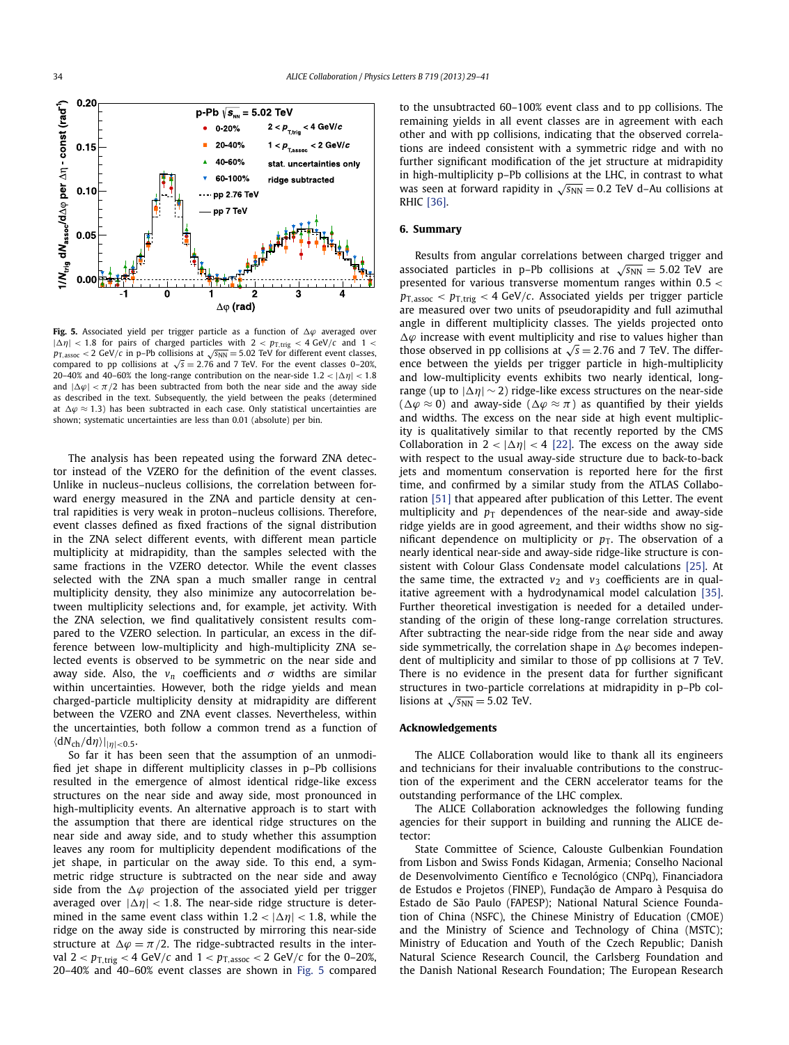**Fig. 5.** Associated yield per trigger particle as a function of $\Delta\varphi$ averaged over $|\Delta\eta| < 1.8$ for pairs of charged particles with $2 < p_{\mathrm{T,trig}} < 4$ GeV/$c$ and $1 < p_{\mathrm{T,assoc}} < 2$ GeV/$c$ in p–Pb collisions at $\sqrt{s_{\mathrm{NN}}} = 5.02$ TeV for different event classes, compared to pp collisions at $\sqrt{s} = 2.76$ and 7 TeV. For the event classes 0–20%, 20–40% and 40–60% the long-range contribution on the near-side $1.2 < |\Delta\eta| < 1.8$ and $|\Delta\varphi| < \pi/2$ has been subtracted from both the near side and the away side as described in the text. Subsequently, the yield between the peaks (determined at $\Delta\varphi \approx 1.3$) has been subtracted in each case. Only statistical uncertainties are shown; systematic uncertainties are less than 0.01 (absolute) per bin.

The analysis has been repeated using the forward ZNA detector instead of the VZERO for the definition of the event classes. Unlike in nucleus–nucleus collisions, the correlation between forward energy measured in the ZNA and particle density at central rapidities is very weak in proton–nucleus collisions. Therefore, event classes defined as fixed fractions of the signal distribution in the ZNA select different events, with different mean particle multiplicity at midrapidity, than the samples selected with the same fractions in the VZERO detector. While the event classes selected with the ZNA span a much smaller range in central multiplicity density, they also minimize any autocorrelation between multiplicity selections and, for example, jet activity. With the ZNA selection, we find qualitatively consistent results compared to the VZERO selection. In particular, an excess in the difference between low-multiplicity and high-multiplicity ZNA selected events is observed to be symmetric on the near side and away side. Also, the $v_n$ coefficients and $\sigma$ widths are similar within uncertainties. However, both the ridge yields and mean charged-particle multiplicity density at midrapidity are different between the VZERO and ZNA event classes. Nevertheless, within the uncertainties, both follow a common trend as a function of $\langle \mathrm{d}N_{\mathrm{ch}}/\mathrm{d}\eta\rangle|_{|\eta|<0.5}$.

So far it has been seen that the assumption of an unmodified jet shape in different multiplicity classes in p–Pb collisions resulted in the emergence of almost identical ridge-like excess structures on the near side and away side, most pronounced in high-multiplicity events. An alternative approach is to start with the assumption that there are identical ridge structures on the near side and away side, and to study whether this assumption leaves any room for multiplicity dependent modifications of the jet shape, in particular on the away side. To this end, a symmetric ridge structure is subtracted on the near side and away side from the $\Delta\varphi$ projection of the associated yield per trigger averaged over $|\Delta\eta| < 1.8$. The near-side ridge structure is determined in the same event class within $1.2 < |\Delta\eta| < 1.8$, while the ridge on the away side is constructed by mirroring this near-side structure at $\Delta\varphi = \pi/2$. The ridge-subtracted results in the interval $2 < p_{\mathrm{T,trig}} < 4$ GeV/$c$ and $1 < p_{\mathrm{T,assoc}} < 2$ GeV/$c$ for the 0–20%, 20–40% and 40–60% event classes are shown in Fig. 5 compared to the unsubtracted 60–100% event class and to pp collisions. The remaining yields in all event classes are in agreement with each other and with pp collisions, indicating that the observed correlations are indeed consistent with a symmetric ridge and with no further significant modification of the jet structure at midrapidity in high-multiplicity p–Pb collisions at the LHC, in contrast to what was seen at forward rapidity in $\sqrt{s_{\mathrm{NN}}} = 0.2$ TeV d–Au collisions at RHIC [36].

## 6. Summary

Results from angular correlations between charged trigger and associated particles in p–Pb collisions at $\sqrt{s_{\mathrm{NN}}} = 5.02$ TeV are presented for various transverse momentum ranges within $0.5 < p_{\mathrm{T,assoc}} < p_{\mathrm{T,trig}} < 4$ GeV/$c$. Associated yields per trigger particle are measured over two units of pseudorapidity and full azimuthal angle in different multiplicity classes. The yields projected onto $\Delta\varphi$ increase with event multiplicity and rise to values higher than those observed in pp collisions at $\sqrt{s} = 2.76$ and 7 TeV. The difference between the yields per trigger particle in high-multiplicity and low-multiplicity events exhibits two nearly identical, long-range (up to $|\Delta\eta| \sim 2$) ridge-like excess structures on the near-side ($\Delta\varphi \approx 0$) and away-side ($\Delta\varphi \approx \pi$) as quantified by their yields and widths. The excess on the near side at high event multiplicity is qualitatively similar to that recently reported by the CMS Collaboration in $2 < |\Delta\eta| < 4$ [22]. The excess on the away side with respect to the usual away-side structure due to back-to-back jets and momentum conservation is reported here for the first time, and confirmed by a similar study from the ATLAS Collaboration [51] that appeared after publication of this Letter. The event multiplicity and $p_{\mathrm{T}}$ dependences of the near-side and away-side ridge yields are in good agreement, and their widths show no significant dependence on multiplicity or $p_{\mathrm{T}}$. The observation of a nearly identical near-side and away-side ridge-like structure is consistent with Colour Glass Condensate model calculations [25]. At the same time, the extracted $v_2$ and $v_3$ coefficients are in qualitative agreement with a hydrodynamical model calculation [35]. Further theoretical investigation is needed for a detailed understanding of the origin of these long-range correlation structures. After subtracting the near-side ridge from the near side and away side symmetrically, the correlation shape in $\Delta\varphi$ becomes independent of multiplicity and similar to those of pp collisions at 7 TeV. There is no evidence in the present data for further significant structures in two-particle correlations at midrapidity in p–Pb collisions at $\sqrt{s_{\mathrm{NN}}} = 5.02$ TeV.

## Acknowledgements

The ALICE Collaboration would like to thank all its engineers and technicians for their invaluable contributions to the construction of the experiment and the CERN accelerator teams for the outstanding performance of the LHC complex.

The ALICE Collaboration acknowledges the following funding agencies for their support in building and running the ALICE detector:

State Committee of Science, Calouste Gulbenkian Foundation from Lisbon and Swiss Fonds Kidagan, Armenia; Conselho Nacional de Desenvolvimento Científico e Tecnológico (CNPq), Financiadora de Estudos e Projetos (FINEP), Fundação de Amparo à Pesquisa do Estado de São Paulo (FAPESP); National Natural Science Foundation of China (NSFC), the Chinese Ministry of Education (CMOE) and the Ministry of Science and Technology of China (MSTC); Ministry of Education and Youth of the Czech Republic; Danish Natural Science Research Council, the Carlsberg Foundation and the Danish National Research Foundation; The European Research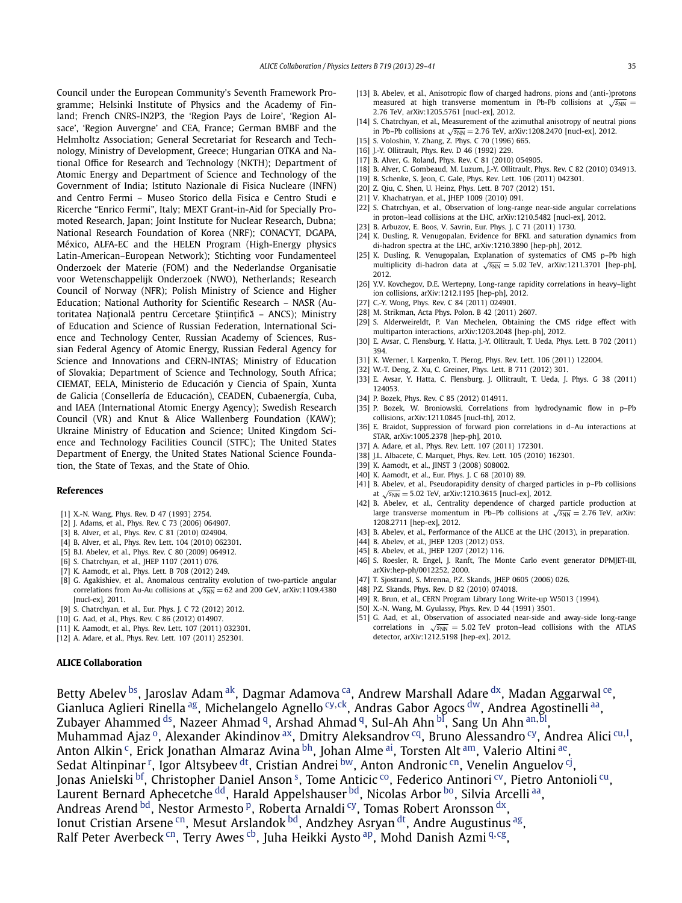Council under the European Community's Seventh Framework Programme; Helsinki Institute of Physics and the Academy of Finland; French CNRS-IN2P3, the 'Region Pays de Loire', 'Region Alsace', 'Region Auvergne' and CEA, France; German BMBF and the Helmholtz Association; General Secretariat for Research and Technology, Ministry of Development, Greece; Hungarian OTKA and National Office for Research and Technology (NKTH); Department of Atomic Energy and Department of Science and Technology of the Government of India; Istituto Nazionale di Fisica Nucleare (INFN) and Centro Fermi – Museo Storico della Fisica e Centro Studi e Ricerche "Enrico Fermi", Italy; MEXT Grant-in-Aid for Specially Promoted Research, Japan; Joint Institute for Nuclear Research, Dubna; National Research Foundation of Korea (NRF); CONACYT, DGAPA, México, ALFA-EC and the HELEN Program (High-Energy physics Latin-American–European Network); Stichting voor Fundamenteel Onderzoek der Materie (FOM) and the Nederlandse Organisatie voor Wetenschappelijk Onderzoek (NWO), Netherlands; Research Council of Norway (NFR); Polish Ministry of Science and Higher Education; National Authority for Scientific Research – NASR (Autoritatea Națională pentru Cercetare Ştiinţifică – ANCS); Ministry of Education and Science of Russian Federation, International Science and Technology Center, Russian Academy of Sciences, Russian Federal Agency of Atomic Energy, Russian Federal Agency for Science and Innovations and CERN-INTAS; Ministry of Education of Slovakia; Department of Science and Technology, South Africa; CIEMAT, EELA, Ministerio de Educación y Ciencia of Spain, Xunta de Galicia (Consellería de Educación), CEADEN, Cubaenergía, Cuba, and IAEA (International Atomic Energy Agency); Swedish Research Council (VR) and Knut & Alice Wallenberg Foundation (KAW); Ukraine Ministry of Education and Science; United Kingdom Science and Technology Facilities Council (STFC); The United States Department of Energy, the United States National Science Foundation, the State of Texas, and the State of Ohio.

## References

[1] X.-N. Wang, Phys. Rev. D 47 (1993) 2754.
[2] J. Adams, et al., Phys. Rev. C 73 (2006) 064907.
[3] B. Alver, et al., Phys. Rev. C 81 (2010) 024904.
[4] B. Alver, et al., Phys. Rev. Lett. 104 (2010) 062301.
[5] B.I. Abelev, et al., Phys. Rev. C 80 (2009) 064912.
[6] S. Chatrchyan, et al., JHEP 1107 (2011) 076.
[7] K. Aamodt, et al., Phys. Lett. B 708 (2012) 249.
[8] G. Agakishiev, et al., Anomalous centrality evolution of two-particle angular correlations from Au-Au collisions at $\sqrt{s_{NN}} = 62$ and 200 GeV, arXiv:1109.4380 [nucl-ex], 2011.
[9] S. Chatrchyan, et al., Eur. Phys. J. C 72 (2012) 2012.
[10] G. Aad, et al., Phys. Rev. C 86 (2012) 014907.
[11] K. Aamodt, et al., Phys. Rev. Lett. 107 (2011) 032301.
[12] A. Adare, et al., Phys. Rev. Lett. 107 (2011) 252301.
[13] B. Abelev, et al., Anisotropic flow of charged hadrons, pions and (anti-)protons measured at high transverse momentum in Pb-Pb collisions at $\sqrt{s_{NN}} = 2.76$ TeV, arXiv:1205.5761 [nucl-ex], 2012.
[14] S. Chatrchyan, et al., Measurement of the azimuthal anisotropy of neutral pions in Pb–Pb collisions at $\sqrt{s_{NN}} = 2.76$ TeV, arXiv:1208.2470 [nucl-ex], 2012.
[15] S. Voloshin, Y. Zhang, Z. Phys. C 70 (1996) 665.
[16] J.-Y. Ollitrault, Phys. Rev. D 46 (1992) 229.
[17] B. Alver, G. Roland, Phys. Rev. C 81 (2010) 054905.
[18] B. Alver, C. Gombeaud, M. Luzum, J.-Y. Ollitrault, Phys. Rev. C 82 (2010) 034913.
[19] B. Schenke, S. Jeon, C. Gale, Phys. Rev. Lett. 106 (2011) 042301.
[20] Z. Qiu, C. Shen, U. Heinz, Phys. Lett. B 707 (2012) 151.
[21] V. Khachatryan, et al., JHEP 1009 (2010) 091.
[22] S. Chatrchyan, et al., Observation of long-range near-side angular correlations in proton–lead collisions at the LHC, arXiv:1210.5482 [nucl-ex], 2012.
[23] B. Arbuzov, E. Boos, V. Savrin, Eur. Phys. J. C 71 (2011) 1730.
[24] K. Dusling, R. Venugopalan, Evidence for BFKL and saturation dynamics from di-hadron spectra at the LHC, arXiv:1210.3890 [hep-ph], 2012.
[25] K. Dusling, R. Venugopalan, Explanation of systematics of CMS p–Pb high multiplicity di-hadron data at $\sqrt{s_{NN}} = 5.02$ TeV, arXiv:1211.3701 [hep-ph], 2012.
[26] Y.V. Kovchegov, D.E. Wertepny, Long-range rapidity correlations in heavy–light ion collisions, arXiv:1212.1195 [hep-ph], 2012.
[27] C.-Y. Wong, Phys. Rev. C 84 (2011) 024901.
[28] M. Strikman, Acta Phys. Polon. B 42 (2011) 2607.
[29] S. Alderweireldt, P. Van Mechelen, Obtaining the CMS ridge effect with multiparton interactions, arXiv:1203.2048 [hep-ph], 2012.
[30] E. Avsar, C. Flensburg, Y. Hatta, J.-Y. Ollitrault, T. Ueda, Phys. Lett. B 702 (2011) 394.
[31] K. Werner, I. Karpenko, T. Pierog, Phys. Rev. Lett. 106 (2011) 122004.
[32] W.-T. Deng, Z. Xu, C. Greiner, Phys. Lett. B 711 (2012) 301.
[33] E. Avsar, Y. Hatta, C. Flensburg, J. Ollitrault, T. Ueda, J. Phys. G 38 (2011) 124053.
[34] P. Bozek, Phys. Rev. C 85 (2012) 014911.
[35] P. Bozek, W. Broniowski, Correlations from hydrodynamic flow in p–Pb collisions, arXiv:1211.0845 [nucl-th], 2012.
[36] E. Braidot, Suppression of forward pion correlations in d–Au interactions at STAR, arXiv:1005.2378 [hep-ph], 2010.
[37] A. Adare, et al., Phys. Rev. Lett. 107 (2011) 172301.
[38] J.L. Albacete, C. Marquet, Phys. Rev. Lett. 105 (2010) 162301.
[39] K. Aamodt, et al., JINST 3 (2008) S08002.
[40] K. Aamodt, et al., Eur. Phys. J. C 68 (2010) 89.
[41] B. Abelev, et al., Pseudorapidity density of charged particles in p–Pb collisions at $\sqrt{s_{NN}} = 5.02$ TeV, arXiv:1210.3615 [nucl-ex], 2012.
[42] B. Abelev, et al., Centrality dependence of charged particle production at large transverse momentum in Pb–Pb collisions at $\sqrt{s_{NN}} = 2.76$ TeV, arXiv:1208.2711 [hep-ex], 2012.
[43] B. Abelev, et al., Performance of the ALICE at the LHC (2013), in preparation.
[44] B. Abelev, et al., JHEP 1203 (2012) 053.
[45] B. Abelev, et al., JHEP 1207 (2012) 116.
[46] S. Roesler, R. Engel, J. Ranft, The Monte Carlo event generator DPMJET-III, arXiv:hep-ph/0012252, 2000.
[47] T. Sjostrand, S. Mrenna, P.Z. Skands, JHEP 0605 (2006) 026.
[48] P.Z. Skands, Phys. Rev. D 82 (2010) 074018.
[49] R. Brun, et al., CERN Program Library Long Write-up W5013 (1994).
[50] X.-N. Wang, M. Gyulassy, Phys. Rev. D 44 (1991) 3501.
[51] G. Aad, et al., Observation of associated near-side and away-side long-range correlations in $\sqrt{s_{NN}} = 5.02$ TeV proton–lead collisions with the ATLAS detector, arXiv:1212.5198 [hep-ex], 2012.

## ALICE Collaboration

Betty Abelev [bs], Jaroslav Adam [ak], Dagmar Adamova [ca], Andrew Marshall Adare [dx], Madan Aggarwal [ce], Gianluca Aglieri Rinella [ag], Michelangelo Agnello [cy,ck], Andras Gabor Agocs [dw], Andrea Agostinelli [aa], Zubayer Ahammed [ds], Nazeer Ahmad [q], Arshad Ahmad [q], Sul-Ah Ahn [bl], Sang Un Ahn [an,bl], Muhammad Ajaz [o], Alexander Akindinov [ax], Dmitry Aleksandrov [cq], Bruno Alessandro [cy], Andrea Alici [cu,l], Anton Alkin [c], Erick Jonathan Almaraz Avina [bh], Johan Alme [ai], Torsten Alt [am], Valerio Altini [ae], Sedat Altinpinar [r], Igor Altsybeev [dt], Cristian Andrei [bw], Anton Andronic [cn], Venelin Anguelov [cj], Jonas Anielski [bf], Christopher Daniel Anson [s], Tome Anticic [co], Federico Antinori [cv], Pietro Antonioli [cu], Laurent Bernard Aphecetche [dd], Harald Appelshauser [bd], Nicolas Arbor [bo], Silvia Arcelli [aa], Andreas Arend [bd], Nestor Armesto [p], Roberta Arnaldi [cy], Tomas Robert Aronsson [dx], Ionut Cristian Arsene [cn], Mesut Arslandok [bd], Andzhey Asryan [dt], Andre Augustinus [ag], Ralf Peter Averbeck [cn], Terry Awes [cb], Juha Heikki Aysto [ap], Mohd Danish Azmi [q,cg],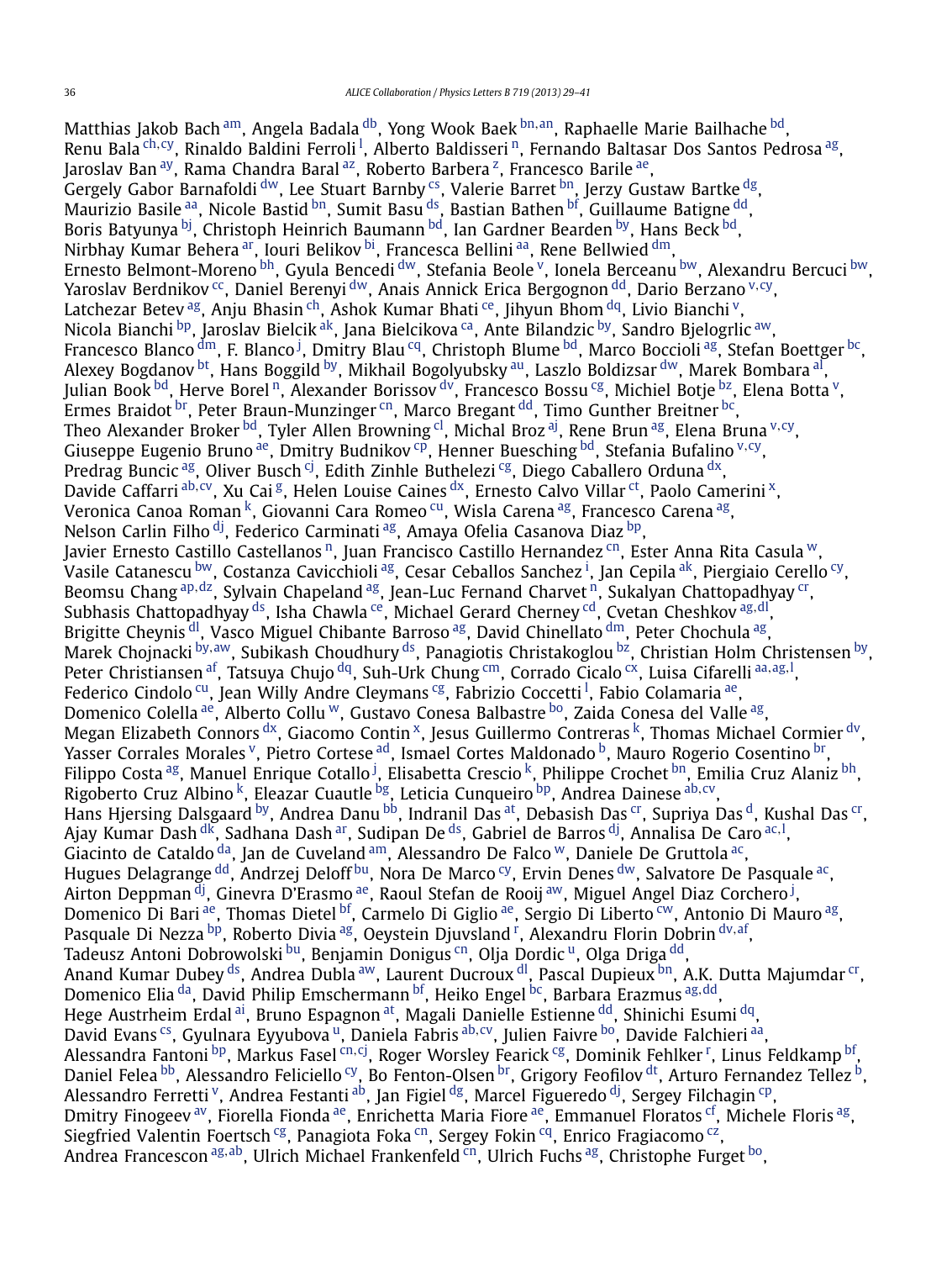Matthias Jakob Bach [am], Angela Badala [db], Yong Wook Baek [bn,an], Raphaelle Marie Bailhache [bd], Renu Bala [ch,cy], Rinaldo Baldini Ferroli [l], Alberto Baldisseri [n], Fernando Baltasar Dos Santos Pedrosa [ag], Jaroslav Ban [ay], Rama Chandra Baral [az], Roberto Barbera [z], Francesco Barile [ae], Gergely Gabor Barnafoldi [dw], Lee Stuart Barnby [cs], Valerie Barret [bn], Jerzy Gustaw Bartke [dg], Maurizio Basile [aa], Nicole Bastid [bn], Sumit Basu [ds], Bastian Bathen [bf], Guillaume Batigne [dd], Boris Batyunya [bj], Christoph Heinrich Baumann [bd], Ian Gardner Bearden [by], Hans Beck [bd], Nirbhay Kumar Behera [ar], Iouri Belikov [bi], Francesca Bellini [aa], Rene Bellwied [dm], Ernesto Belmont-Moreno [bh], Gyula Bencedi [dw], Stefania Beole [v], Ionela Berceanu [bw], Alexandru Bercuci [bw], Yaroslav Berdnikov [cc], Daniel Berenyi [dw], Anais Annick Erica Bergognon [dd], Dario Berzano [v,cy], Latchezar Betev [ag], Anju Bhasin [ch], Ashok Kumar Bhati [ce], Jihyun Bhom [dq], Livio Bianchi [v], Nicola Bianchi [bp], Jaroslav Bielcik [ak], Jana Bielcikova [ca], Ante Bilandzic [by], Sandro Bjelogrlic [aw], Francesco Blanco [dm], F. Blanco [j], Dmitry Blau [cq], Christoph Blume [bd], Marco Boccioli [ag], Stefan Boettger [bc], Alexey Bogdanov [bt], Hans Boggild [by], Mikhail Bogolyubsky [au], Laszlo Boldizsar [dw], Marek Bombara [al], Julian Book [bd], Herve Borel [n], Alexander Borissov [dv], Francesco Bossu [cg], Michiel Botje [bz], Elena Botta [v], Ermes Braidot [br], Peter Braun-Munzinger [cn], Marco Bregant [dd], Timo Gunther Breitner [bc], Theo Alexander Broker [bd], Tyler Allen Browning [cl], Michal Broz [aj], Rene Brun [ag], Elena Bruna [v,cy], Giuseppe Eugenio Bruno [ae], Dmitry Budnikov [cp], Henner Buesching [bd], Stefania Bufalino [v,cy], Predrag Buncic [ag], Oliver Busch [cj], Edith Zinhle Buthelezi [cg], Diego Caballero Orduna [dx], Davide Caffarri [ab,cv], Xu Cai [g], Helen Louise Caines [dx], Ernesto Calvo Villar [ct], Paolo Camerini [x], Veronica Canoa Roman [k], Giovanni Cara Romeo [cu], Wisla Carena [ag], Francesco Carena [ag], Nelson Carlin Filho [dj], Federico Carminati [ag], Amaya Ofelia Casanova Diaz [bp], Javier Ernesto Castillo Castellanos [n], Juan Francisco Castillo Hernandez [cn], Ester Anna Rita Casula [w], Vasile Catanescu [bw], Costanza Cavicchioli [ag], Cesar Ceballos Sanchez [i], Jan Cepila [ak], Piergiaio Cerello [cy], Beomsu Chang [ap,dz], Sylvain Chapeland [ag], Jean-Luc Fernand Charvet [n], Sukalyan Chattopadhyay [cr], Subhasis Chattopadhyay [ds], Isha Chawla [ce], Michael Gerard Cherney [cd], Cvetan Cheshkov [ag,dl], Brigitte Cheynis [dl], Vasco Miguel Chibante Barroso [ag], David Chinellato [dm], Peter Chochula [ag], Marek Chojnacki [by,aw], Subikash Choudhury [ds], Panagiotis Christakoglou [bz], Christian Holm Christensen [by], Peter Christiansen [af], Tatsuya Chujo [dq], Suh-Urk Chung [cm], Corrado Cicalo [cx], Luisa Cifarelli [aa,ag,l], Federico Cindolo [cu], Jean Willy Andre Cleymans [cg], Fabrizio Coccetti [l], Fabio Colamaria [ae], Domenico Colella [ae], Alberto Collu [w], Gustavo Conesa Balbastre [bo], Zaida Conesa del Valle [ag], Megan Elizabeth Connors [dx], Giacomo Contin [x], Jesus Guillermo Contreras [k], Thomas Michael Cormier [dv], Yasser Corrales Morales [v], Pietro Cortese [ad], Ismael Cortes Maldonado [b], Mauro Rogerio Cosentino [br], Filippo Costa [ag], Manuel Enrique Cotallo [j], Elisabetta Crescio [k], Philippe Crochet [bn], Emilia Cruz Alaniz [bh], Rigoberto Cruz Albino [k], Eleazar Cuautle [bg], Leticia Cunqueiro [bp], Andrea Dainese [ab,cv], Hans Hjersing Dalsgaard [by], Andrea Danu [bb], Indranil Das [at], Debasish Das [cr], Supriya Das [d], Kushal Das [cr], Ajay Kumar Dash [dk], Sadhana Dash [ar], Sudipan De [ds], Gabriel de Barros [dj], Annalisa De Caro [ac,l], Giacinto de Cataldo [da], Jan de Cuveland [am], Alessandro De Falco [w], Daniele De Gruttola [ac], Hugues Delagrange [dd], Andrzej Deloff [bu], Nora De Marco [cy], Ervin Denes [dw], Salvatore De Pasquale [ac], Airton Deppman [dj], Ginevra D'Erasmo [ae], Raoul Stefan de Rooij [aw], Miguel Angel Diaz Corchero [j], Domenico Di Bari [ae], Thomas Dietel [bf], Carmelo Di Giglio [ae], Sergio Di Liberto [cw], Antonio Di Mauro [ag], Pasquale Di Nezza [bp], Roberto Divia [ag], Oeystein Djuvsland [r], Alexandru Florin Dobrin [dv,af], Tadeusz Antoni Dobrowolski [bu], Benjamin Donigus [cn], Olja Dordic [u], Olga Driga [dd], Anand Kumar Dubey [ds], Andrea Dubla [aw], Laurent Ducroux [dl], Pascal Dupieux [bn], A.K. Dutta Majumdar [cr], Domenico Elia [da], David Philip Emschermann [bf], Heiko Engel [bc], Barbara Erazmus [ag,dd], Hege Austrheim Erdal [ai], Bruno Espagnon [at], Magali Danielle Estienne [dd], Shinichi Esumi [dq], David Evans [cs], Gyulnara Eyyubova [u], Daniela Fabris [ab,cv], Julien Faivre [bo], Davide Falchieri [aa], Alessandra Fantoni [bp], Markus Fasel [cn,cj], Roger Worsley Fearick [cg], Dominik Fehlker [r], Linus Feldkamp [bf], Daniel Felea [bb], Alessandro Feliciello [cy], Bo Fenton-Olsen [br], Grigory Feofilov [dt], Arturo Fernandez Tellez [b], Alessandro Ferretti [v], Andrea Festanti [ab], Jan Figiel [dg], Marcel Figueredo [dj], Sergey Filchagin [cp], Dmitry Finogeev [av], Fiorella Fionda [ae], Enrichetta Maria Fiore [ae], Emmanuel Floratos [cf], Michele Floris [ag], Siegfried Valentin Foertsch [cg], Panagiota Foka [cn], Sergey Fokin [cq], Enrico Fragiacomo [cz], Andrea Francescon [ag,ab], Ulrich Michael Frankenfeld [cn], Ulrich Fuchs [ag], Christophe Furget [bo],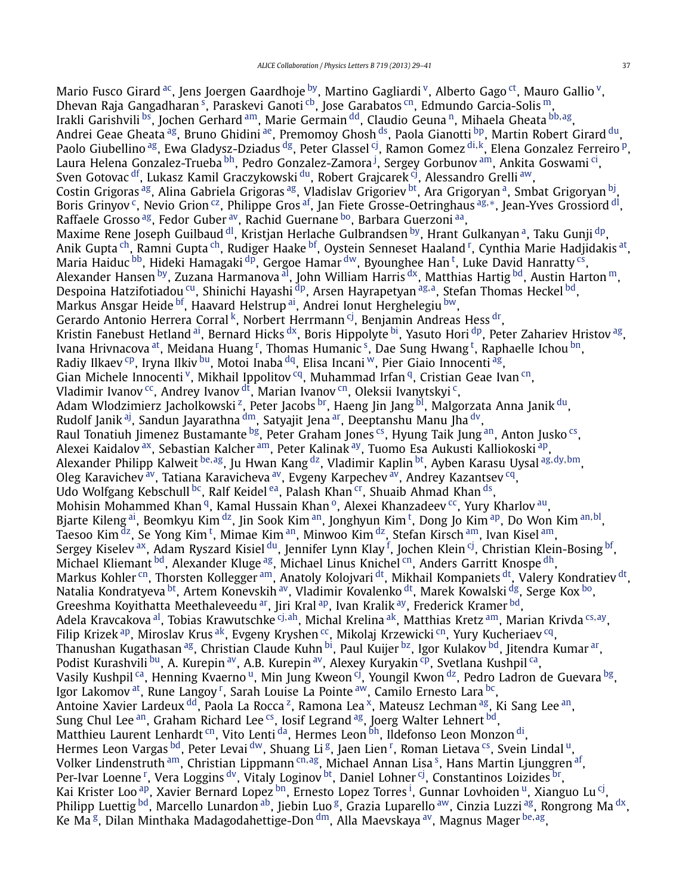Mario Fusco Girard [ac], Jens Joergen Gaardhoje [by], Martino Gagliardi [v], Alberto Gago [ct], Mauro Gallio [v], Dhevan Raja Gangadharan [s], Paraskevi Ganoti [cb], Jose Garabatos [cn], Edmundo Garcia-Solis [m], Irakli Garishvili [bs], Jochen Gerhard [am], Marie Germain [dd], Claudio Geuna [n], Mihaela Gheata [bb,ag], Andrei Geae Gheata [ag], Bruno Ghidini [ae], Premomoy Ghosh [ds], Paola Gianotti [bp], Martin Robert Girard [du], Paolo Giubellino [ag], Ewa Gladysz-Dziadus [dg], Peter Glassel [cj], Ramon Gomez [di,k], Elena Gonzalez Ferreiro [p], Laura Helena Gonzalez-Trueba [bh], Pedro Gonzalez-Zamora [j], Sergey Gorbunov [am], Ankita Goswami [ci], Sven Gotovac [df], Lukasz Kamil Graczykowski [du], Robert Grajcarek [cj], Alessandro Grelli [aw], Costin Grigoras [ag], Alina Gabriela Grigoras [ag], Vladislav Grigoriev [bt], Ara Grigoryan [a], Smbat Grigoryan [bj], Boris Grinyov [c], Nevio Grion [cz], Philippe Gros [af], Jan Fiete Grosse-Oetringhaus [ag,∗], Jean-Yves Grossiord [dl], Raffaele Grosso [ag], Fedor Guber [av], Rachid Guernane [bo], Barbara Guerzoni [aa], Maxime Rene Joseph Guilbaud [dl], Kristjan Herlache Gulbrandsen [by], Hrant Gulkanyan [a], Taku Gunji [dp], Anik Gupta [ch], Ramni Gupta [ch], Rudiger Haake [bf], Oystein Senneset Haaland [r], Cynthia Marie Hadjidakis [at], Maria Haiduc [bb], Hideki Hamagaki [dp], Gergoe Hamar [dw], Byounghee Han [t], Luke David Hanratty [cs], Alexander Hansen [by], Zuzana Harmanova [al], John William Harris [dx], Matthias Hartig [bd], Austin Harton [m], Despoina Hatzifotiadou [cu], Shinichi Hayashi [dp], Arsen Hayrapetyan [ag,a], Stefan Thomas Heckel [bd], Markus Ansgar Heide [bf], Haavard Helstrup [ai], Andrei Ionut Herghelegiu [bw], Gerardo Antonio Herrera Corral [k], Norbert Herrmann [cj], Benjamin Andreas Hess [dr], Kristin Fanebust Hetland [ai], Bernard Hicks [dx], Boris Hippolyte [bi], Yasuto Hori [dp], Peter Zahariev Hristov [ag], Ivana Hrivnacova [at], Meidana Huang [r], Thomas Humanic [s], Dae Sung Hwang [t], Raphaelle Ichou [bn], Radiy Ilkaev [cp], Iryna Ilkiv [bu], Motoi Inaba [dq], Elisa Incani [w], Pier Giaio Innocenti [ag], Gian Michele Innocenti [v], Mikhail Ippolitov [cq], Muhammad Irfan [q], Cristian Geae Ivan [cn], Vladimir Ivanov [cc], Andrey Ivanov [dt], Marian Ivanov [cn], Oleksii Ivanytskyi [c], Adam Wlodzimierz Jacholkowski [z], Peter Jacobs [br], Haeng Jin Jang [bl], Malgorzata Anna Janik [du], Rudolf Janik [aj], Sandun Jayarathna [dm], Satyajit Jena [ar], Deeptanshu Manu Jha [dv], Raul Tonatiuh Jimenez Bustamante [bg], Peter Graham Jones [cs], Hyung Taik Jung [an], Anton Jusko [cs], Alexei Kaidalov [ax], Sebastian Kalcher [am], Peter Kalinak [ay], Tuomo Esa Aukusti Kalliokoski [ap], Alexander Philipp Kalweit [be,ag], Ju Hwan Kang [dz], Vladimir Kaplin [bt], Ayben Karasu Uysal [ag,dy,bm], Oleg Karavichev [av], Tatiana Karavicheva [av], Evgeny Karpechev [av], Andrey Kazantsev [cq], Udo Wolfgang Kebschull [bc], Ralf Keidel [ea], Palash Khan [cr], Shuaib Ahmad Khan [ds], Mohisin Mohammed Khan [q], Kamal Hussain Khan [o], Alexei Khanzadeev [cc], Yury Kharlov [au], Bjarte Kileng [ai], Beomkyu Kim [dz], Jin Sook Kim [an], Jonghyun Kim [t], Dong Jo Kim [ap], Do Won Kim [an,bl], Taesoo Kim [dz], Se Yong Kim [t], Mimae Kim [an], Minwoo Kim [dz], Stefan Kirsch [am], Ivan Kisel [am], Sergey Kiselev [ax], Adam Ryszard Kisiel [du], Jennifer Lynn Klay [f], Jochen Klein [cj], Christian Klein-Bosing [bf], Michael Kliemant [bd], Alexander Kluge [ag], Michael Linus Knichel [cn], Anders Garritt Knospe [dh], Markus Kohler [cn], Thorsten Kollegger [am], Anatoly Kolojvari [dt], Mikhail Kompaniets [dt], Valery Kondratiev [dt], Natalia Kondratyeva [bt], Artem Konevskih [av], Vladimir Kovalenko [dt], Marek Kowalski [dg], Serge Kox [bo], Greeshma Koyithatta Meethaleveedu [ar], Jiri Kral [ap], Ivan Kralik [ay], Frederick Kramer [bd], Adela Kravcakova [al], Tobias Krawutschke [cj,ah], Michal Krelina [ak], Matthias Kretz [am], Marian Krivda [cs,ay], Filip Krizek [ap], Miroslav Krus [ak], Evgeny Kryshen [cc], Mikolaj Krzewicki [cn], Yury Kucheriaev [cq], Thanushan Kugathasan [ag], Christian Claude Kuhn [bi], Paul Kuijer [bz], Igor Kulakov [bd], Jitendra Kumar [ar], Podist Kurashvili [bu], A. Kurepin [av], A.B. Kurepin [av], Alexey Kuryakin [cp], Svetlana Kushpil [ca], Vasily Kushpil [ca], Henning Kvaerno [u], Min Jung Kweon [cj], Youngil Kwon [dz], Pedro Ladron de Guevara [bg], Igor Lakomov [at], Rune Langoy [r], Sarah Louise La Pointe [aw], Camilo Ernesto Lara [bc], Antoine Xavier Lardeux [dd], Paola La Rocca [z], Ramona Lea [x], Mateusz Lechman [ag], Ki Sang Lee [an], Sung Chul Lee [an], Graham Richard Lee [cs], Iosif Legrand [ag], Joerg Walter Lehnert [bd], Matthieu Laurent Lenhardt [cn], Vito Lenti [da], Hermes Leon [bh], Ildefonso Leon Monzon [di], Hermes Leon Vargas [bd], Peter Levai [dw], Shuang Li [g], Jaen Lien [r], Roman Lietava [cs], Svein Lindal [u], Volker Lindenstruth [am], Christian Lippmann [cn,ag], Michael Annan Lisa [s], Hans Martin Ljunggren [af], Per-Ivar Loenne [r], Vera Loggins [dv], Vitaly Loginov [bt], Daniel Lohner [cj], Constantinos Loizides [br], Kai Krister Loo [ap], Xavier Bernard Lopez [bn], Ernesto Lopez Torres [i], Gunnar Lovhoiden [u], Xianguo Lu [cj], Philipp Luettig [bd], Marcello Lunardon [ab], Jiebin Luo [g], Grazia Luparello [aw], Cinzia Luzzi [ag], Rongrong Ma [dx], Ke Ma [g], Dilan Minthaka Madagodahettige-Don [dm], Alla Maevskaya [av], Magnus Mager [be,ag],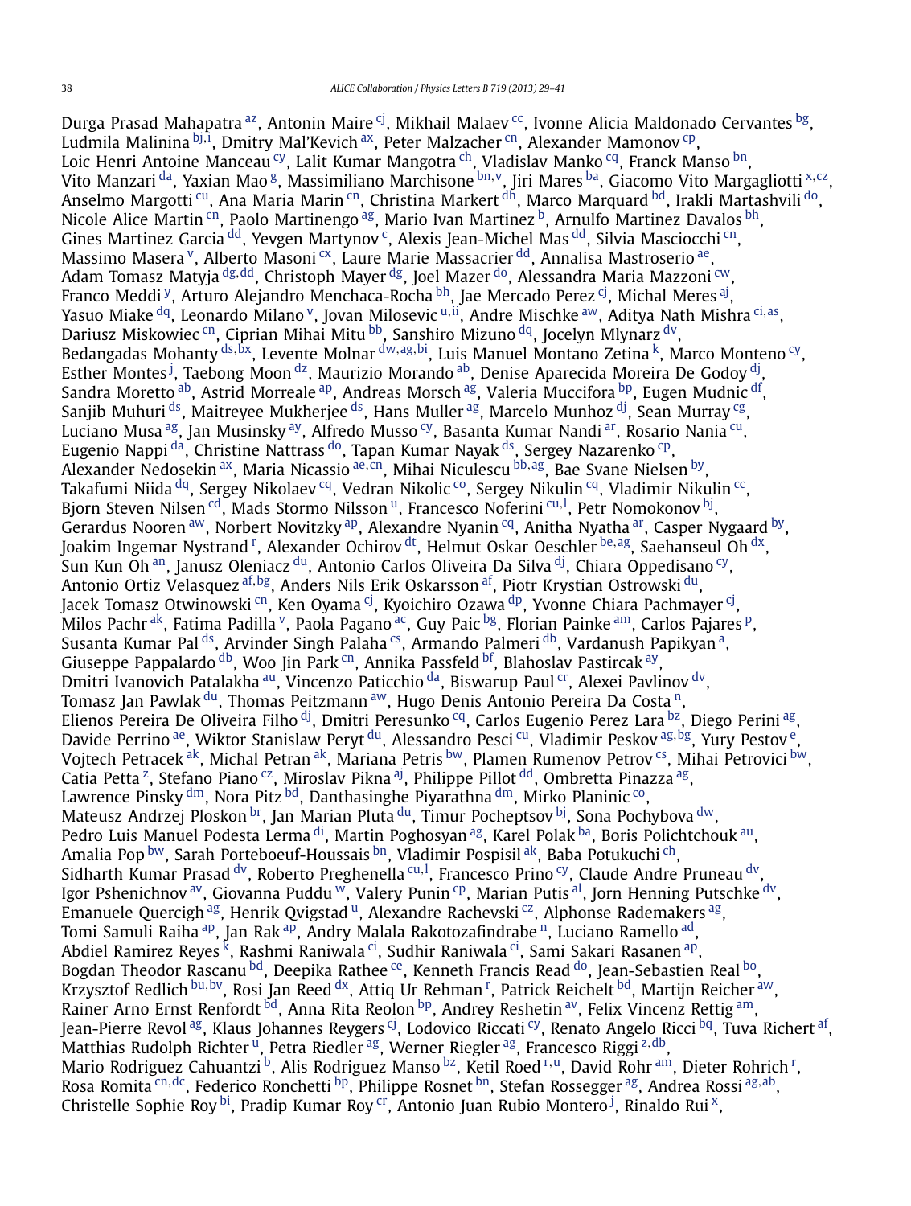Durga Prasad Mahapatra [az], Antonin Maire [cj], Mikhail Malaev [cc], Ivonne Alicia Maldonado Cervantes [bg], Ludmila Malinina [bj,i], Dmitry Mal'Kevich [ax], Peter Malzacher [cn], Alexander Mamonov [cp], Loic Henri Antoine Manceau [cy], Lalit Kumar Mangotra [ch], Vladislav Manko [cq], Franck Manso [bn], Vito Manzari [da], Yaxian Mao [g], Massimiliano Marchisone [bn,v], Jiri Mares [ba], Giacomo Vito Margagliotti [x,cz], Anselmo Margotti [cu], Ana Maria Marin [cn], Christina Markert [dh], Marco Marquard [bd], Irakli Martashvili [do], Nicole Alice Martin [cn], Paolo Martinengo [ag], Mario Ivan Martinez [b], Arnulfo Martinez Davalos [bh], Gines Martinez Garcia [dd], Yevgen Martynov [c], Alexis Jean-Michel Mas [dd], Silvia Masciocchi [cn], Massimo Masera [v], Alberto Masoni [cx], Laure Marie Massacrier [dd], Annalisa Mastroserio [ae], Adam Tomasz Matyja [dg,dd], Christoph Mayer [dg], Joel Mazer [do], Alessandra Maria Mazzoni [cw], Franco Meddi [y], Arturo Alejandro Menchaca-Rocha [bh], Jae Mercado Perez [cj], Michal Meres [aj], Yasuo Miake [dq], Leonardo Milano [v], Jovan Milosevic [u,ii], Andre Mischke [aw], Aditya Nath Mishra [ci,as], Dariusz Miskowiec [cn], Ciprian Mihai Mitu [bb], Sanshiro Mizuno [dq], Jocelyn Mlynarz [dv], Bedangadas Mohanty [ds,bx], Levente Molnar [dw,ag,bi], Luis Manuel Montano Zetina [k], Marco Monteno [cy], Esther Montes [j], Taebong Moon [dz], Maurizio Morando [ab], Denise Aparecida Moreira De Godoy [dj], Sandra Moretto [ab], Astrid Morreale [ap], Andreas Morsch [ag], Valeria Muccifora [bp], Eugen Mudnic [df], Sanjib Muhuri [ds], Maitreyee Mukherjee [ds], Hans Muller [ag], Marcelo Munhoz [dj], Sean Murray [cg], Luciano Musa [ag], Jan Musinsky [ay], Alfredo Musso [cy], Basanta Kumar Nandi [ar], Rosario Nania [cu], Eugenio Nappi [da], Christine Nattrass [do], Tapan Kumar Nayak [ds], Sergey Nazarenko [cp], Alexander Nedosekin [ax], Maria Nicassio [ae,cn], Mihai Niculescu [bb,ag], Bae Svane Nielsen [by], Takafumi Niida [dq], Sergey Nikolaev [cq], Vedran Nikolic [co], Sergey Nikulin [cq], Vladimir Nikulin [cc], Bjorn Steven Nilsen [cd], Mads Stormo Nilsson [u], Francesco Noferini [cu,l], Petr Nomokonov [bj], Gerardus Nooren [aw], Norbert Novitzky [ap], Alexandre Nyanin [cq], Anitha Nyatha [ar], Casper Nygaard [by], Joakim Ingemar Nystrand [r], Alexander Ochirov [dt], Helmut Oskar Oeschler [be,ag], Saehanseul Oh [dx], Sun Kun Oh [an], Janusz Oleniacz [du], Antonio Carlos Oliveira Da Silva [dj], Chiara Oppedisano [cy], Antonio Ortiz Velasquez [af,bg], Anders Nils Erik Oskarsson [af], Piotr Krystian Ostrowski [du], Jacek Tomasz Otwinowski [cn], Ken Oyama [cj], Kyoichiro Ozawa [dp], Yvonne Chiara Pachmayer [cj], Milos Pachr [ak], Fatima Padilla [v], Paola Pagano [ac], Guy Paic [bg], Florian Painke [am], Carlos Pajares [p], Susanta Kumar Pal [ds], Arvinder Singh Palaha [cs], Armando Palmeri [db], Vardanush Papikyan [a], Giuseppe Pappalardo [db], Woo Jin Park [cn], Annika Passfeld [bf], Blahoslav Pastircak [ay], Dmitri Ivanovich Patalakha [au], Vincenzo Paticchio [da], Biswarup Paul [cr], Alexei Pavlinov [dv], Tomasz Jan Pawlak [du], Thomas Peitzmann [aw], Hugo Denis Antonio Pereira Da Costa [n], Elienos Pereira De Oliveira Filho [dj], Dmitri Peresunko [cq], Carlos Eugenio Perez Lara [bz], Diego Perini [ag], Davide Perrino [ae], Wiktor Stanislaw Peryt [du], Alessandro Pesci [cu], Vladimir Peskov [ag,bg], Yury Pestov [e], Vojtech Petracek [ak], Michal Petran [ak], Mariana Petris [bw], Plamen Rumenov Petrov [cs], Mihai Petrovici [bw], Catia Petta [z], Stefano Piano [cz], Miroslav Pikna [aj], Philippe Pillot [dd], Ombretta Pinazza [ag], Lawrence Pinsky [dm], Nora Pitz [bd], Danthasinghe Piyarathna [dm], Mirko Planinic [co], Mateusz Andrzej Ploskon [br], Jan Marian Pluta [du], Timur Pocheptsov [bj], Sona Pochybova [dw], Pedro Luis Manuel Podesta Lerma [di], Martin Poghosyan [ag], Karel Polak [ba], Boris Polichtchouk [au], Amalia Pop [bw], Sarah Porteboeuf-Houssais [bn], Vladimir Pospisil [ak], Baba Potukuchi [ch], Sidharth Kumar Prasad [dv], Roberto Preghenella [cu,l], Francesco Prino [cy], Claude Andre Pruneau [dv], Igor Pshenichnov [av], Giovanna Puddu [w], Valery Punin [cp], Marian Putis [al], Jorn Henning Putschke [dv], Emanuele Quercigh [ag], Henrik Qvigstad [u], Alexandre Rachevski [cz], Alphonse Rademakers [ag], Tomi Samuli Raiha [ap], Jan Rak [ap], Andry Malala Rakotozafindrabe [n], Luciano Ramello [ad], Abdiel Ramirez Reyes [k], Rashmi Raniwala [ci], Sudhir Raniwala [ci], Sami Sakari Rasanen [ap], Bogdan Theodor Rascanu [bd], Deepika Rathee [ce], Kenneth Francis Read [do], Jean-Sebastien Real [bo], Krzysztof Redlich [bu,bv], Rosi Jan Reed [dx], Attiq Ur Rehman [r], Patrick Reichelt [bd], Martijn Reicher [aw], Rainer Arno Ernst Renfordt [bd], Anna Rita Reolon [bp], Andrey Reshetin [av], Felix Vincenz Rettig [am], Jean-Pierre Revol [ag], Klaus Johannes Reygers [cj], Lodovico Riccati [cy], Renato Angelo Ricci [bq], Tuva Richert [af], Matthias Rudolph Richter [u], Petra Riedler [ag], Werner Riegler [ag], Francesco Riggi [z,db], Mario Rodriguez Cahuantzi [b], Alis Rodriguez Manso [bz], Ketil Roed [r,u], David Rohr [am], Dieter Rohrich [r], Rosa Romita [cn,dc], Federico Ronchetti [bp], Philippe Rosnet [bn], Stefan Rossegger [ag], Andrea Rossi [ag,ab], Christelle Sophie Roy [bi], Pradip Kumar Roy [cr], Antonio Juan Rubio Montero [j], Rinaldo Rui [x],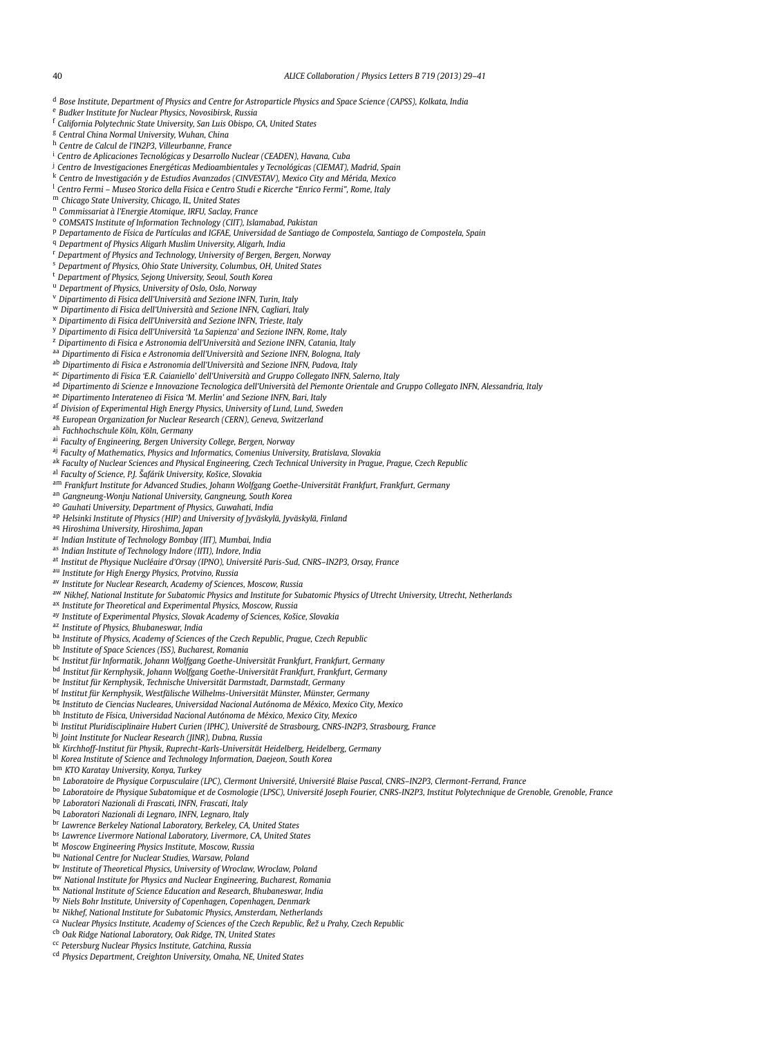[d] Bose Institute, Department of Physics and Centre for Astroparticle Physics and Space Science (CAPSS), Kolkata, India
[e] Budker Institute for Nuclear Physics, Novosibirsk, Russia
[f] California Polytechnic State University, San Luis Obispo, CA, United States
[g] Central China Normal University, Wuhan, China
[h] Centre de Calcul de l'IN2P3, Villeurbanne, France
[i] Centro de Aplicaciones Tecnológicas y Desarrollo Nuclear (CEADEN), Havana, Cuba
[j] Centro de Investigaciones Energéticas Medioambientales y Tecnológicas (CIEMAT), Madrid, Spain
[k] Centro de Investigación y de Estudios Avanzados (CINVESTAV), Mexico City and Mérida, Mexico
[l] Centro Fermi – Museo Storico della Fisica e Centro Studi e Ricerche "Enrico Fermi", Rome, Italy
[m] Chicago State University, Chicago, IL, United States
[n] Commissariat à l'Energie Atomique, IRFU, Saclay, France
[o] COMSATS Institute of Information Technology (CIIT), Islamabad, Pakistan
[p] Departamento de Física de Partículas and IGFAE, Universidad de Santiago de Compostela, Santiago de Compostela, Spain
[q] Department of Physics Aligarh Muslim University, Aligarh, India
[r] Department of Physics and Technology, University of Bergen, Bergen, Norway
[s] Department of Physics, Ohio State University, Columbus, OH, United States
[t] Department of Physics, Sejong University, Seoul, South Korea
[u] Department of Physics, University of Oslo, Oslo, Norway
[v] Dipartimento di Fisica dell'Università and Sezione INFN, Turin, Italy
[w] Dipartimento di Fisica dell'Università and Sezione INFN, Cagliari, Italy
[x] Dipartimento di Fisica dell'Università and Sezione INFN, Trieste, Italy
[y] Dipartimento di Fisica dell'Università 'La Sapienza' and Sezione INFN, Rome, Italy
[z] Dipartimento di Fisica e Astronomia dell'Università and Sezione INFN, Catania, Italy
[aa] Dipartimento di Fisica e Astronomia dell'Università and Sezione INFN, Bologna, Italy
[ab] Dipartimento di Fisica e Astronomia dell'Università and Sezione INFN, Padova, Italy
[ac] Dipartimento di Fisica 'E.R. Caianiello' dell'Università and Gruppo Collegato INFN, Salerno, Italy
[ad] Dipartimento di Scienze e Innovazione Tecnologica dell'Università del Piemonte Orientale and Gruppo Collegato INFN, Alessandria, Italy
[ae] Dipartimento Interateneo di Fisica 'M. Merlin' and Sezione INFN, Bari, Italy
[af] Division of Experimental High Energy Physics, University of Lund, Lund, Sweden
[ag] European Organization for Nuclear Research (CERN), Geneva, Switzerland
[ah] Fachhochschule Köln, Köln, Germany
[ai] Faculty of Engineering, Bergen University College, Bergen, Norway
[aj] Faculty of Mathematics, Physics and Informatics, Comenius University, Bratislava, Slovakia
[ak] Faculty of Nuclear Sciences and Physical Engineering, Czech Technical University in Prague, Prague, Czech Republic
[al] Faculty of Science, P.J. Šafárik University, Košice, Slovakia
[am] Frankfurt Institute for Advanced Studies, Johann Wolfgang Goethe-Universität Frankfurt, Frankfurt, Germany
[an] Gangneung-Wonju National University, Gangneung, South Korea
[ao] Gauhati University, Department of Physics, Guwahati, India
[ap] Helsinki Institute of Physics (HIP) and University of Jyväskylä, Jyväskylä, Finland
[aq] Hiroshima University, Hiroshima, Japan
[ar] Indian Institute of Technology Bombay (IIT), Mumbai, India
[as] Indian Institute of Technology Indore (IITI), Indore, India
[at] Institut de Physique Nucléaire d'Orsay (IPNO), Université Paris-Sud, CNRS–IN2P3, Orsay, France
[au] Institute for High Energy Physics, Protvino, Russia
[av] Institute for Nuclear Research, Academy of Sciences, Moscow, Russia
[aw] Nikhef, National Institute for Subatomic Physics and Institute for Subatomic Physics of Utrecht University, Utrecht, Netherlands
[ax] Institute for Theoretical and Experimental Physics, Moscow, Russia
[ay] Institute of Experimental Physics, Slovak Academy of Sciences, Košice, Slovakia
[az] Institute of Physics, Bhubaneswar, India
[ba] Institute of Physics, Academy of Sciences of the Czech Republic, Prague, Czech Republic
[bb] Institute of Space Sciences (ISS), Bucharest, Romania
[bc] Institut für Informatik, Johann Wolfgang Goethe-Universität Frankfurt, Frankfurt, Germany
[bd] Institut für Kernphysik, Johann Wolfgang Goethe-Universität Frankfurt, Frankfurt, Germany
[be] Institut für Kernphysik, Technische Universität Darmstadt, Darmstadt, Germany
[bf] Institut für Kernphysik, Westfälische Wilhelms-Universität Münster, Münster, Germany
[bg] Instituto de Ciencias Nucleares, Universidad Nacional Autónoma de México, Mexico City, Mexico
[bh] Instituto de Física, Universidad Nacional Autónoma de México, Mexico City, Mexico
[bi] Institut Pluridisciplinaire Hubert Curien (IPHC), Université de Strasbourg, CNRS-IN2P3, Strasbourg, France
[bj] Joint Institute for Nuclear Research (JINR), Dubna, Russia
[bk] Kirchhoff-Institut für Physik, Ruprecht-Karls-Universität Heidelberg, Heidelberg, Germany
[bl] Korea Institute of Science and Technology Information, Daejeon, South Korea
[bm] KTO Karatay University, Konya, Turkey
[bn] Laboratoire de Physique Corpusculaire (LPC), Clermont Université, Université Blaise Pascal, CNRS–IN2P3, Clermont-Ferrand, France
[bo] Laboratoire de Physique Subatomique et de Cosmologie (LPSC), Université Joseph Fourier, CNRS-IN2P3, Institut Polytechnique de Grenoble, Grenoble, France
[bp] Laboratori Nazionali di Frascati, INFN, Frascati, Italy
[bq] Laboratori Nazionali di Legnaro, INFN, Legnaro, Italy
[br] Lawrence Berkeley National Laboratory, Berkeley, CA, United States
[bs] Lawrence Livermore National Laboratory, Livermore, CA, United States
[bt] Moscow Engineering Physics Institute, Moscow, Russia
[bu] National Centre for Nuclear Studies, Warsaw, Poland
[bv] Institute of Theoretical Physics, University of Wroclaw, Wroclaw, Poland
[bw] National Institute for Physics and Nuclear Engineering, Bucharest, Romania
[bx] National Institute of Science Education and Research, Bhubaneswar, India
[by] Niels Bohr Institute, University of Copenhagen, Copenhagen, Denmark
[bz] Nikhef, National Institute for Subatomic Physics, Amsterdam, Netherlands
[ca] Nuclear Physics Institute, Academy of Sciences of the Czech Republic, Řež u Prahy, Czech Republic
[cb] Oak Ridge National Laboratory, Oak Ridge, TN, United States
[cc] Petersburg Nuclear Physics Institute, Gatchina, Russia
[cd] Physics Department, Creighton University, Omaha, NE, United States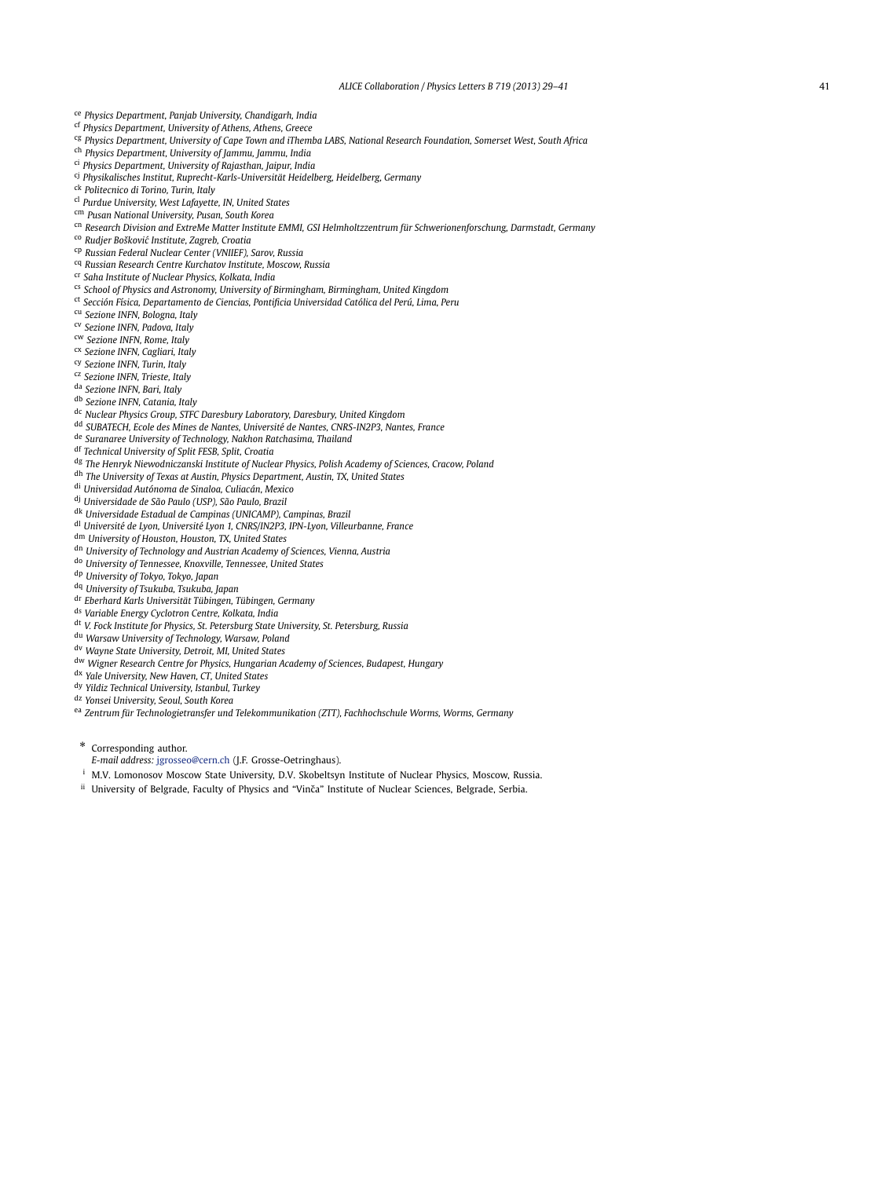[ce] *Physics Department, Panjab University, Chandigarh, India*
[cf] *Physics Department, University of Athens, Athens, Greece*
[cg] *Physics Department, University of Cape Town and iThemba LABS, National Research Foundation, Somerset West, South Africa*
[ch] *Physics Department, University of Jammu, Jammu, India*
[ci] *Physics Department, University of Rajasthan, Jaipur, India*
[cj] *Physikalisches Institut, Ruprecht-Karls-Universität Heidelberg, Heidelberg, Germany*
[ck] *Politecnico di Torino, Turin, Italy*
[cl] *Purdue University, West Lafayette, IN, United States*
[cm] *Pusan National University, Pusan, South Korea*
[cn] *Research Division and ExtreMe Matter Institute EMMI, GSI Helmholtzzentrum für Schwerionenforschung, Darmstadt, Germany*
[co] *Rudjer Bošković Institute, Zagreb, Croatia*
[cp] *Russian Federal Nuclear Center (VNIIEF), Sarov, Russia*
[cq] *Russian Research Centre Kurchatov Institute, Moscow, Russia*
[cr] *Saha Institute of Nuclear Physics, Kolkata, India*
[cs] *School of Physics and Astronomy, University of Birmingham, Birmingham, United Kingdom*
[ct] *Sección Física, Departamento de Ciencias, Pontificia Universidad Católica del Perú, Lima, Peru*
[cu] *Sezione INFN, Bologna, Italy*
[cv] *Sezione INFN, Padova, Italy*
[cw] *Sezione INFN, Rome, Italy*
[cx] *Sezione INFN, Cagliari, Italy*
[cy] *Sezione INFN, Turin, Italy*
[cz] *Sezione INFN, Trieste, Italy*
[da] *Sezione INFN, Bari, Italy*
[db] *Sezione INFN, Catania, Italy*
[dc] *Nuclear Physics Group, STFC Daresbury Laboratory, Daresbury, United Kingdom*
[dd] *SUBATECH, Ecole des Mines de Nantes, Université de Nantes, CNRS-IN2P3, Nantes, France*
[de] *Suranaree University of Technology, Nakhon Ratchasima, Thailand*
[df] *Technical University of Split FESB, Split, Croatia*
[dg] *The Henryk Niewodniczanski Institute of Nuclear Physics, Polish Academy of Sciences, Cracow, Poland*
[dh] *The University of Texas at Austin, Physics Department, Austin, TX, United States*
[di] *Universidad Autónoma de Sinaloa, Culiacán, Mexico*
[dj] *Universidade de São Paulo (USP), São Paulo, Brazil*
[dk] *Universidade Estadual de Campinas (UNICAMP), Campinas, Brazil*
[dl] *Université de Lyon, Université Lyon 1, CNRS/IN2P3, IPN-Lyon, Villeurbanne, France*
[dm] *University of Houston, Houston, TX, United States*
[dn] *University of Technology and Austrian Academy of Sciences, Vienna, Austria*
[do] *University of Tennessee, Knoxville, Tennessee, United States*
[dp] *University of Tokyo, Tokyo, Japan*
[dq] *University of Tsukuba, Tsukuba, Japan*
[dr] *Eberhard Karls Universität Tübingen, Tübingen, Germany*
[ds] *Variable Energy Cyclotron Centre, Kolkata, India*
[dt] *V. Fock Institute for Physics, St. Petersburg State University, St. Petersburg, Russia*
[du] *Warsaw University of Technology, Warsaw, Poland*
[dv] *Wayne State University, Detroit, MI, United States*
[dw] *Wigner Research Centre for Physics, Hungarian Academy of Sciences, Budapest, Hungary*
[dx] *Yale University, New Haven, CT, United States*
[dy] *Yildiz Technical University, Istanbul, Turkey*
[dz] *Yonsei University, Seoul, South Korea*
[ea] *Zentrum für Technologietransfer und Telekommunikation (ZTT), Fachhochschule Worms, Worms, Germany*

[*] Corresponding author.
*E-mail address:* jgrosseo@cern.ch (J.F. Grosse-Oetringhaus).

[i] M.V. Lomonosov Moscow State University, D.V. Skobeltsyn Institute of Nuclear Physics, Moscow, Russia.

[ii] University of Belgrade, Faculty of Physics and "Vinča" Institute of Nuclear Sciences, Belgrade, Serbia.